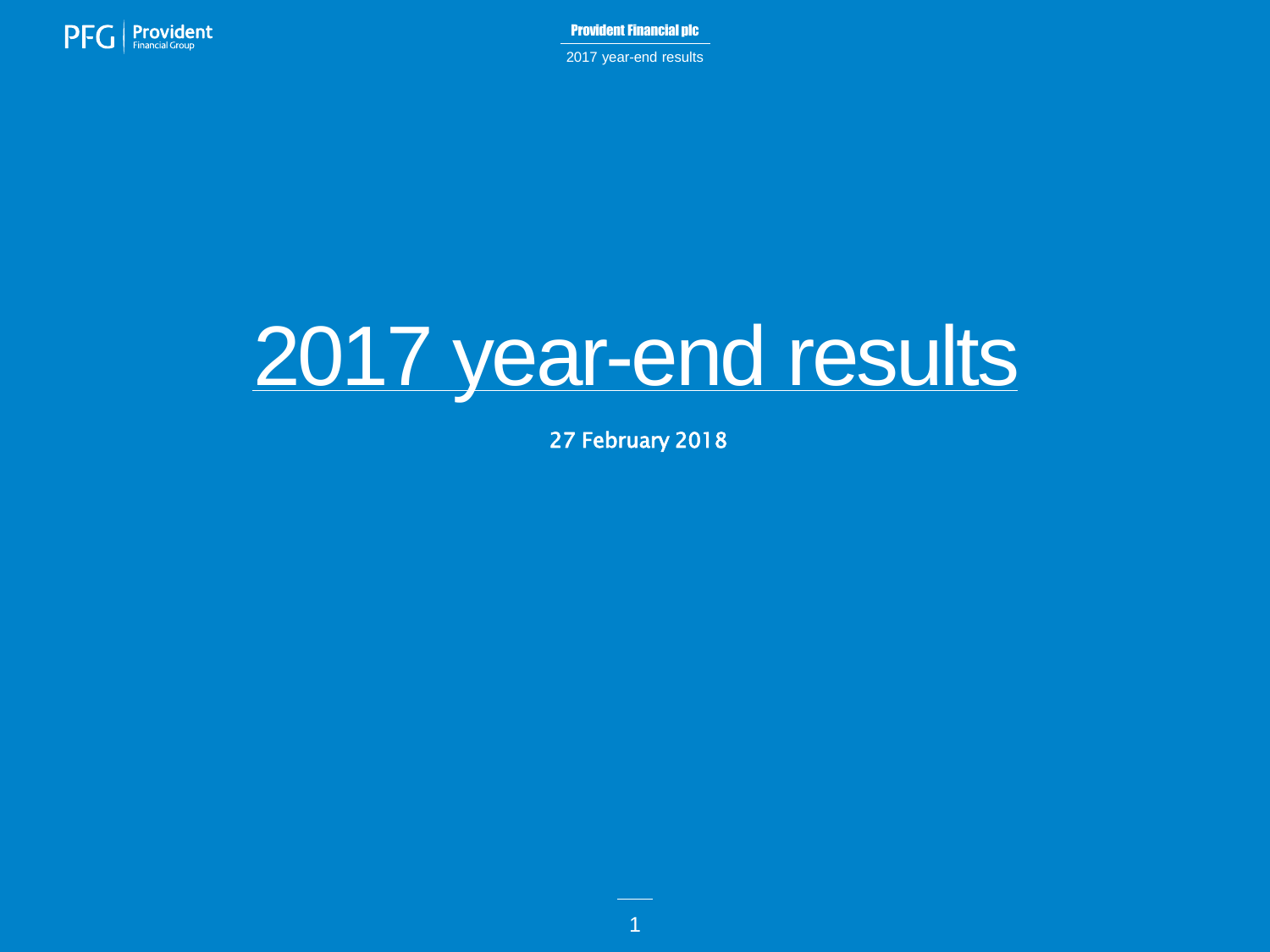# 2017 year-end results

27 February 2018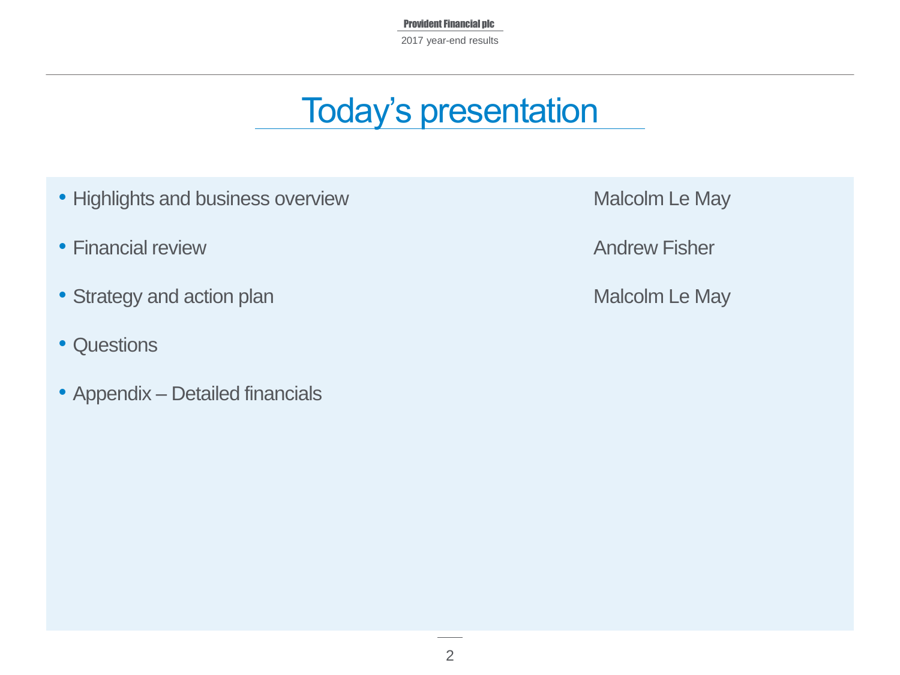# Today's presentation

| | |
|---|---|
| • Highlights and business overview | Malcolm Le May |
| • Financial review | Andrew Fisher |
| • Strategy and action plan | Malcolm Le May |
| • Questions | |
| • Appendix – Detailed financials | |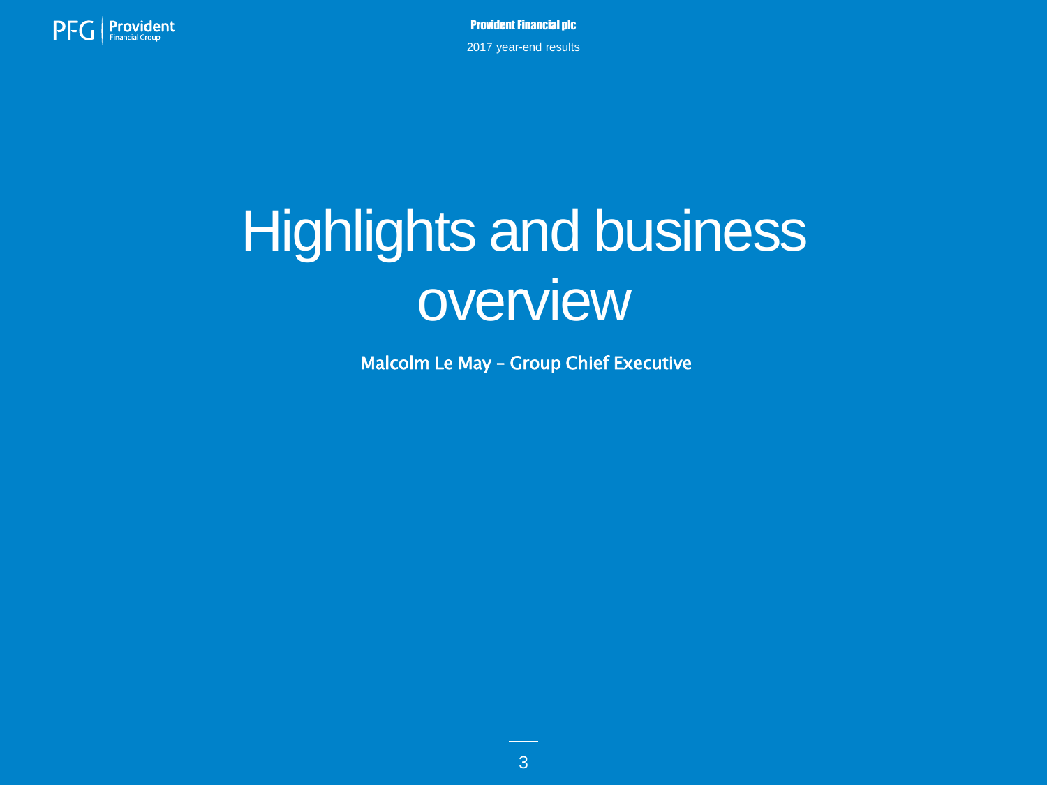# Highlights and business overview

**Malcolm Le May – Group Chief Executive**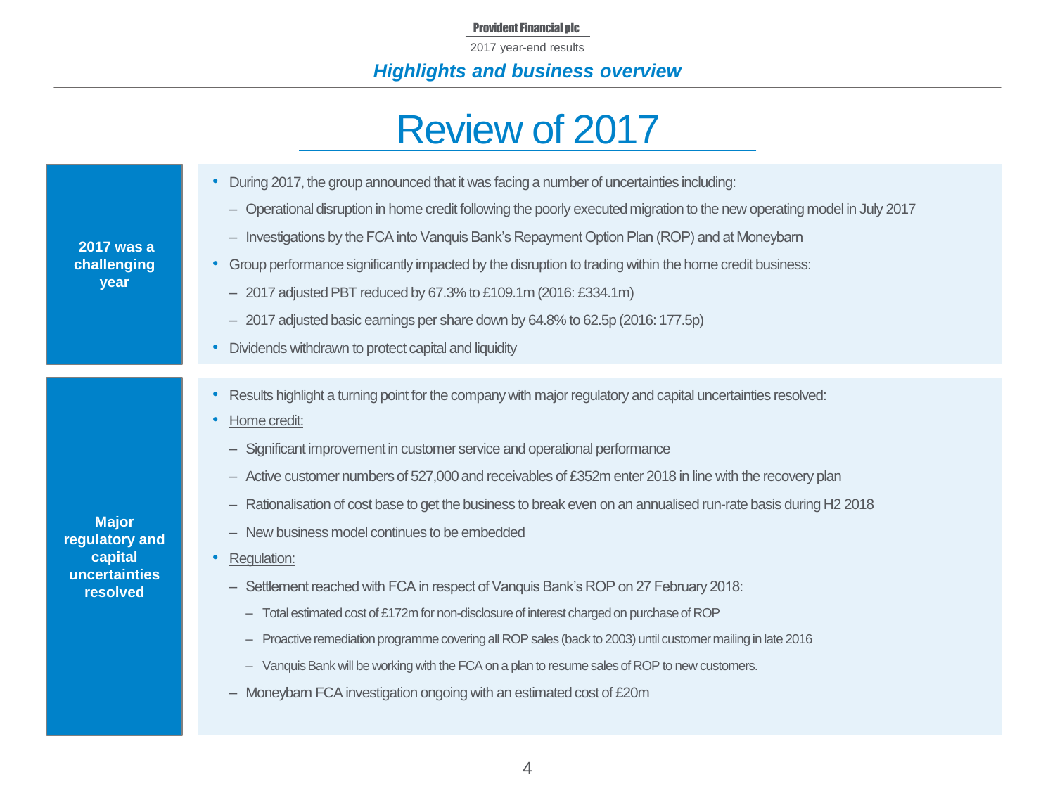## Highlights and business overview

# Review of 2017

### 2017 was a challenging year

- During 2017, the group announced that it was facing a number of uncertainties including:
  - Operational disruption in home credit following the poorly executed migration to the new operating model in July 2017
  - Investigations by the FCA into Vanquis Bank's Repayment Option Plan (ROP) and at Moneybarn
- Group performance significantly impacted by the disruption to trading within the home credit business:
  - 2017 adjusted PBT reduced by 67.3% to £109.1m (2016: £334.1m)
  - 2017 adjusted basic earnings per share down by 64.8% to 62.5p (2016: 177.5p)
- Dividends withdrawn to protect capital and liquidity

### Major regulatory and capital uncertainties resolved

- Results highlight a turning point for the company with major regulatory and capital uncertainties resolved:
- Home credit:
  - Significant improvement in customer service and operational performance
  - Active customer numbers of 527,000 and receivables of £352m enter 2018 in line with the recovery plan
  - Rationalisation of cost base to get the business to break even on an annualised run-rate basis during H2 2018
  - New business model continues to be embedded
- Regulation:
  - Settlement reached with FCA in respect of Vanquis Bank's ROP on 27 February 2018:
    - Total estimated cost of £172m for non-disclosure of interest charged on purchase of ROP
    - Proactive remediation programme covering all ROP sales (back to 2003) until customer mailing in late 2016
    - Vanquis Bank will be working with the FCA on a plan to resume sales of ROP to new customers.
  - Moneybarn FCA investigation ongoing with an estimated cost of £20m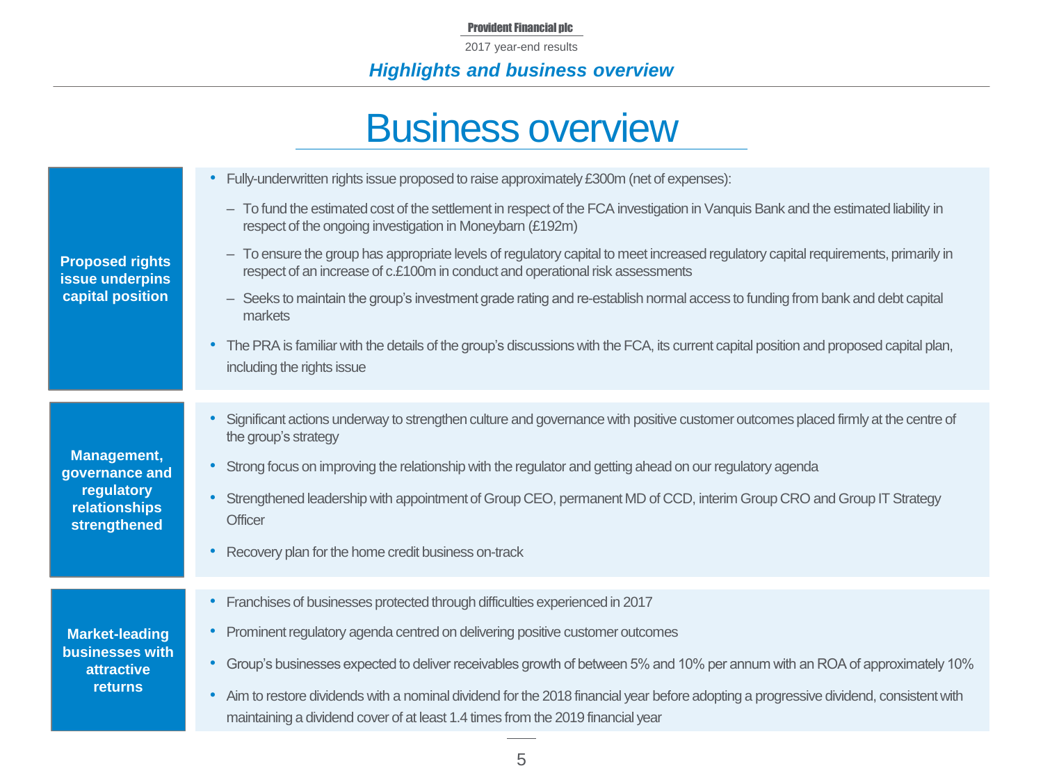# Business overview

## Proposed rights issue underpins capital position

- Fully-underwritten rights issue proposed to raise approximately £300m (net of expenses):
  - To fund the estimated cost of the settlement in respect of the FCA investigation in Vanquis Bank and the estimated liability in respect of the ongoing investigation in Moneybarn (£192m)
  - To ensure the group has appropriate levels of regulatory capital to meet increased regulatory capital requirements, primarily in respect of an increase of c.£100m in conduct and operational risk assessments
  - Seeks to maintain the group's investment grade rating and re-establish normal access to funding from bank and debt capital markets
- The PRA is familiar with the details of the group's discussions with the FCA, its current capital position and proposed capital plan, including the rights issue

## Management, governance and regulatory relationships strengthened

- Significant actions underway to strengthen culture and governance with positive customer outcomes placed firmly at the centre of the group's strategy
- Strong focus on improving the relationship with the regulator and getting ahead on our regulatory agenda
- Strengthened leadership with appointment of Group CEO, permanent MD of CCD, interim Group CRO and Group IT Strategy Officer
- Recovery plan for the home credit business on-track

## Market-leading businesses with attractive returns

- Franchises of businesses protected through difficulties experienced in 2017
- Prominent regulatory agenda centred on delivering positive customer outcomes
- Group's businesses expected to deliver receivables growth of between 5% and 10% per annum with an ROA of approximately 10%
- Aim to restore dividends with a nominal dividend for the 2018 financial year before adopting a progressive dividend, consistent with maintaining a dividend cover of at least 1.4 times from the 2019 financial year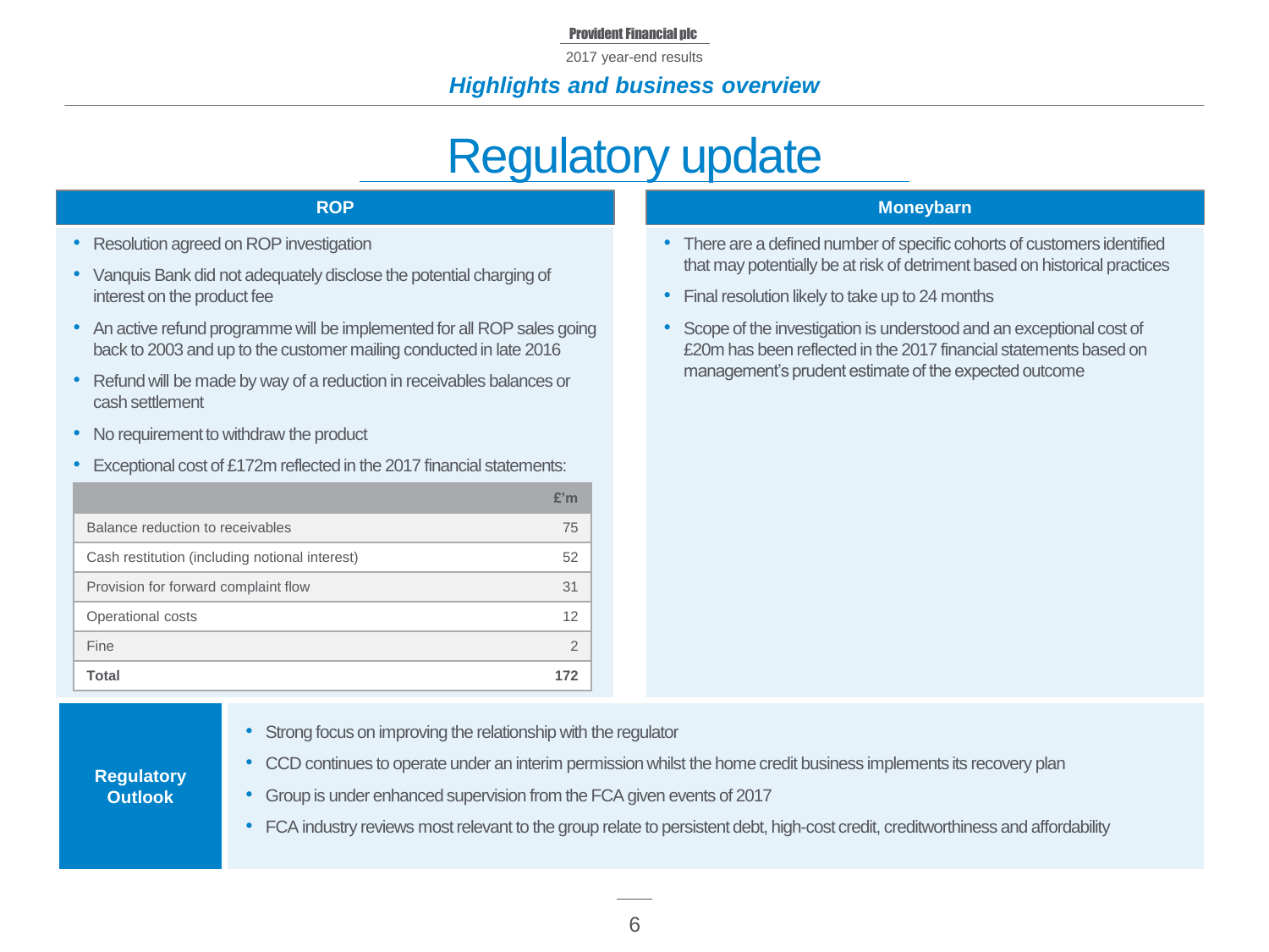# Regulatory update

## ROP

- Resolution agreed on ROP investigation
- Vanquis Bank did not adequately disclose the potential charging of interest on the product fee
- An active refund programme will be implemented for all ROP sales going back to 2003 and up to the customer mailing conducted in late 2016
- Refund will be made by way of a reduction in receivables balances or cash settlement
- No requirement to withdraw the product
- Exceptional cost of £172m reflected in the 2017 financial statements:

| | £'m |
|---|---|
| Balance reduction to receivables | 75 |
| Cash restitution (including notional interest) | 52 |
| Provision for forward complaint flow | 31 |
| Operational costs | 12 |
| Fine | 2 |
| **Total** | **172** |

## Moneybarn

- There are a defined number of specific cohorts of customers identified that may potentially be at risk of detriment based on historical practices
- Final resolution likely to take up to 24 months
- Scope of the investigation is understood and an exceptional cost of £20m has been reflected in the 2017 financial statements based on management's prudent estimate of the expected outcome

## Regulatory Outlook

- Strong focus on improving the relationship with the regulator
- CCD continues to operate under an interim permission whilst the home credit business implements its recovery plan
- Group is under enhanced supervision from the FCA given events of 2017
- FCA industry reviews most relevant to the group relate to persistent debt, high-cost credit, creditworthiness and affordability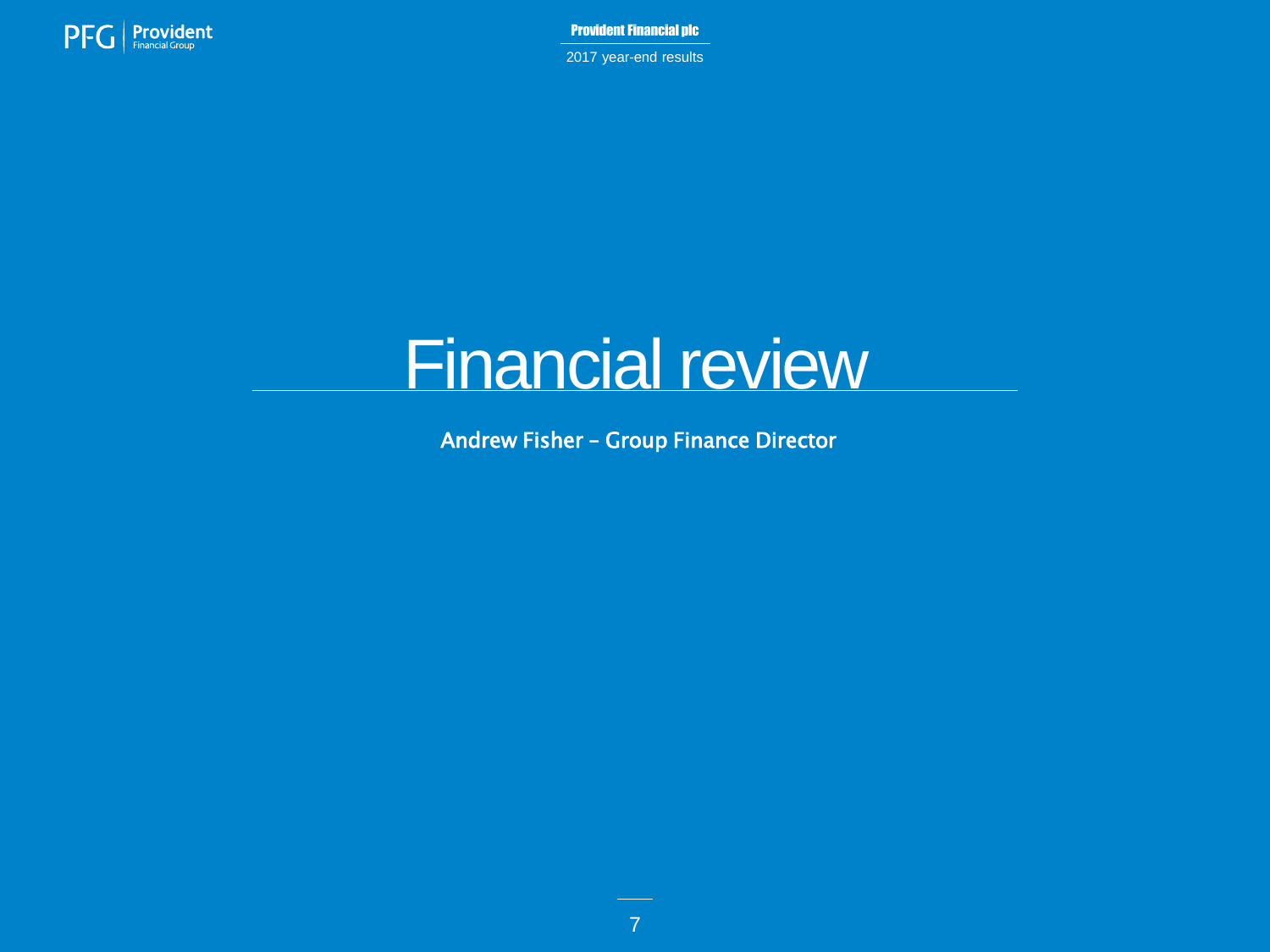# Financial review

**Andrew Fisher – Group Finance Director**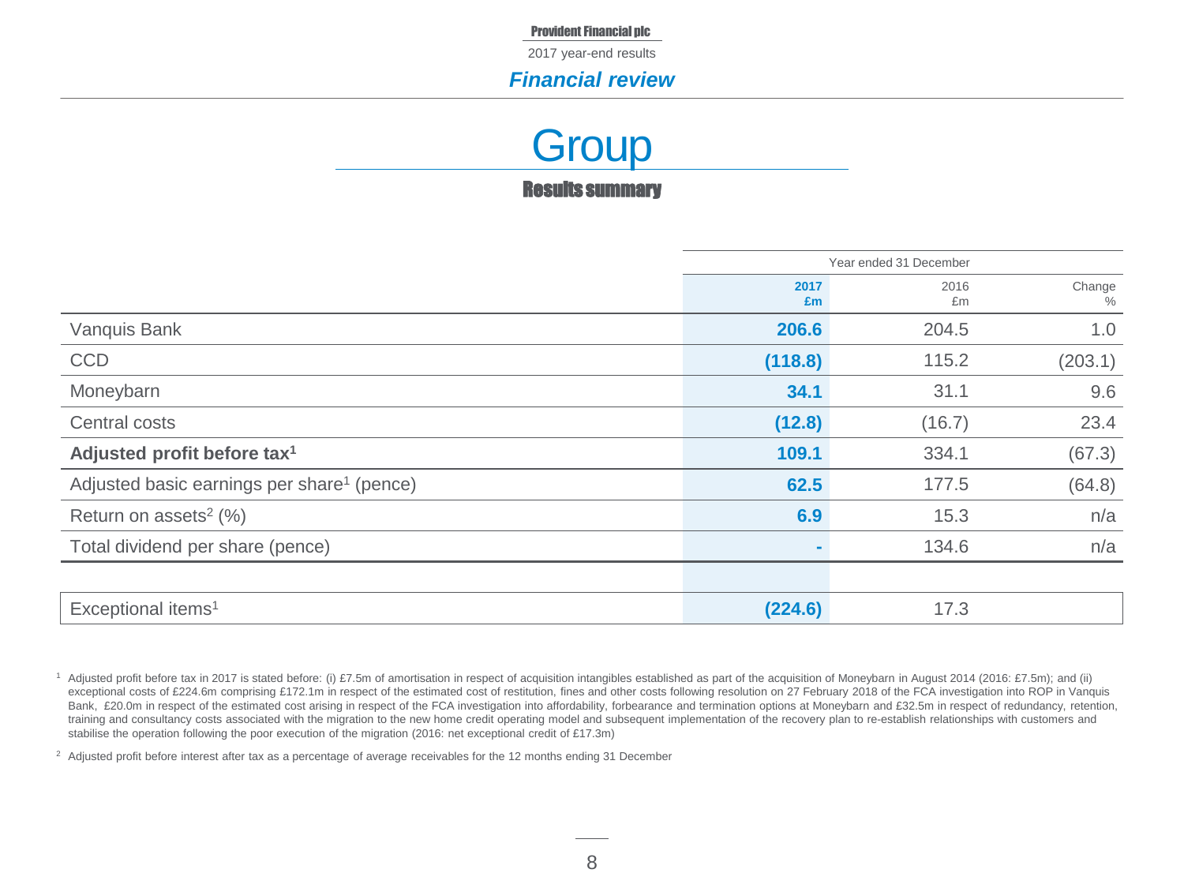# Group

## Results summary

| | Year ended 31 December | | |
|---|---|---|---|
| | **2017 £m** | 2016 £m | Change % |
| Vanquis Bank | **206.6** | 204.5 | 1.0 |
| CCD | **(118.8)** | 115.2 | (203.1) |
| Moneybarn | **34.1** | 31.1 | 9.6 |
| Central costs | **(12.8)** | (16.7) | 23.4 |
| **Adjusted profit before tax[1]** | **109.1** | 334.1 | (67.3) |
| Adjusted basic earnings per share[1] (pence) | **62.5** | 177.5 | (64.8) |
| Return on assets[2] (%) | **6.9** | 15.3 | n/a |
| Total dividend per share (pence) | **-** | 134.6 | n/a |
| | | | |
| Exceptional items[1] | **(224.6)** | 17.3 | |

[1] Adjusted profit before tax in 2017 is stated before: (i) £7.5m of amortisation in respect of acquisition intangibles established as part of the acquisition of Moneybarn in August 2014 (2016: £7.5m); and (ii) exceptional costs of £224.6m comprising £172.1m in respect of the estimated cost of restitution, fines and other costs following resolution on 27 February 2018 of the FCA investigation into ROP in Vanquis Bank, £20.0m in respect of the estimated cost arising in respect of the FCA investigation into affordability, forbearance and termination options at Moneybarn and £32.5m in respect of redundancy, retention, training and consultancy costs associated with the migration to the new home credit operating model and subsequent implementation of the recovery plan to re-establish relationships with customers and stabilise the operation following the poor execution of the migration (2016: net exceptional credit of £17.3m)

[2] Adjusted profit before interest after tax as a percentage of average receivables for the 12 months ending 31 December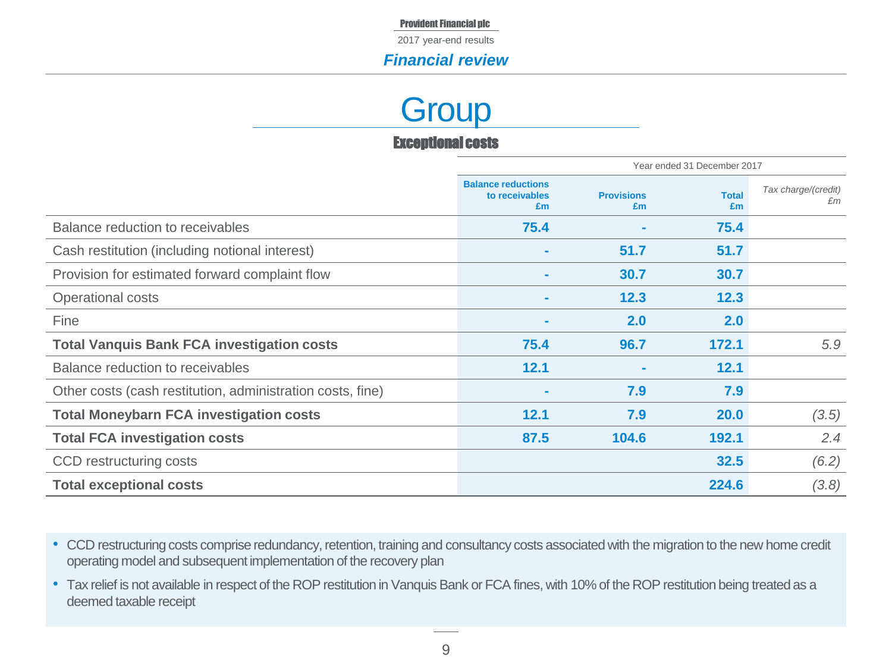# Group

## Exceptional costs

| | Year ended 31 December 2017 | | | |
|---|---|---|---|---|
| | **Balance reductions to receivables £m** | **Provisions £m** | **Total £m** | *Tax charge/(credit) £m* |
| Balance reduction to receivables | **75.4** | **-** | **75.4** | |
| Cash restitution (including notional interest) | **-** | **51.7** | **51.7** | |
| Provision for estimated forward complaint flow | **-** | **30.7** | **30.7** | |
| Operational costs | **-** | **12.3** | **12.3** | |
| Fine | **-** | **2.0** | **2.0** | |
| **Total Vanquis Bank FCA investigation costs** | **75.4** | **96.7** | **172.1** | *5.9* |
| Balance reduction to receivables | **12.1** | **-** | **12.1** | |
| Other costs (cash restitution, administration costs, fine) | **-** | **7.9** | **7.9** | |
| **Total Moneybarn FCA investigation costs** | **12.1** | **7.9** | **20.0** | *(3.5)* |
| **Total FCA investigation costs** | **87.5** | **104.6** | **192.1** | *2.4* |
| CCD restructuring costs | | | **32.5** | *(6.2)* |
| **Total exceptional costs** | | | **224.6** | *(3.8)* |

- CCD restructuring costs comprise redundancy, retention, training and consultancy costs associated with the migration to the new home credit operating model and subsequent implementation of the recovery plan
- Tax relief is not available in respect of the ROP restitution in Vanquis Bank or FCA fines, with 10% of the ROP restitution being treated as a deemed taxable receipt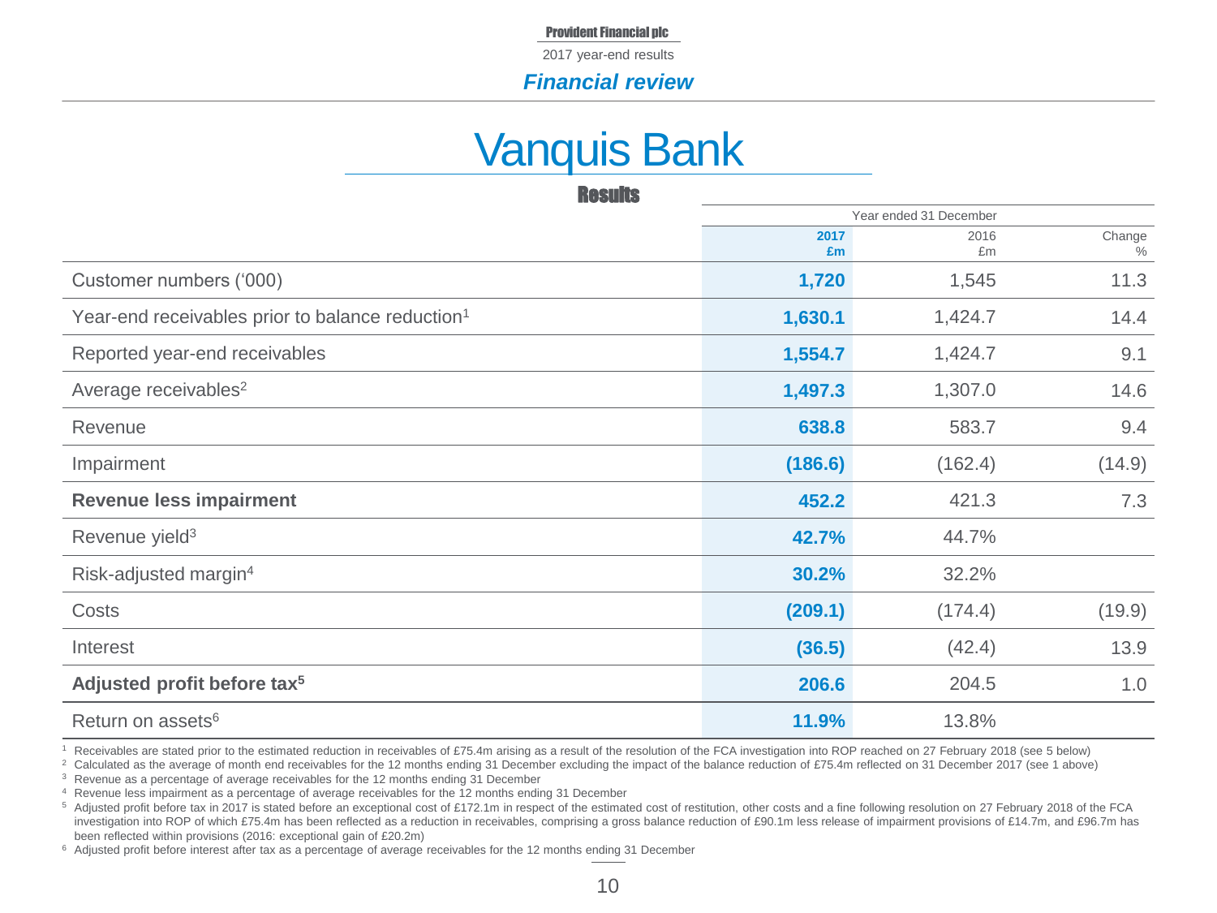# Vanquis Bank

## Results

| | Year ended 31 December | | |
|---|---|---|---|
| | **2017 £m** | 2016 £m | Change % |
| Customer numbers (‘000) | **1,720** | 1,545 | 11.3 |
| Year-end receivables prior to balance reduction[1] | **1,630.1** | 1,424.7 | 14.4 |
| Reported year-end receivables | **1,554.7** | 1,424.7 | 9.1 |
| Average receivables[2] | **1,497.3** | 1,307.0 | 14.6 |
| Revenue | **638.8** | 583.7 | 9.4 |
| Impairment | **(186.6)** | (162.4) | (14.9) |
| **Revenue less impairment** | **452.2** | 421.3 | 7.3 |
| Revenue yield[3] | **42.7%** | 44.7% | |
| Risk-adjusted margin[4] | **30.2%** | 32.2% | |
| Costs | **(209.1)** | (174.4) | (19.9) |
| Interest | **(36.5)** | (42.4) | 13.9 |
| **Adjusted profit before tax[5]** | **206.6** | 204.5 | 1.0 |
| Return on assets[6] | **11.9%** | 13.8% | |

[1] Receivables are stated prior to the estimated reduction in receivables of £75.4m arising as a result of the resolution of the FCA investigation into ROP reached on 27 February 2018 (see 5 below)

[2] Calculated as the average of month end receivables for the 12 months ending 31 December excluding the impact of the balance reduction of £75.4m reflected on 31 December 2017 (see 1 above)

[3] Revenue as a percentage of average receivables for the 12 months ending 31 December

[4] Revenue less impairment as a percentage of average receivables for the 12 months ending 31 December

[5] Adjusted profit before tax in 2017 is stated before an exceptional cost of £172.1m in respect of the estimated cost of restitution, other costs and a fine following resolution on 27 February 2018 of the FCA investigation into ROP of which £75.4m has been reflected as a reduction in receivables, comprising a gross balance reduction of £90.1m less release of impairment provisions of £14.7m, and £96.7m has been reflected within provisions (2016: exceptional gain of £20.2m)

[6] Adjusted profit before interest after tax as a percentage of average receivables for the 12 months ending 31 December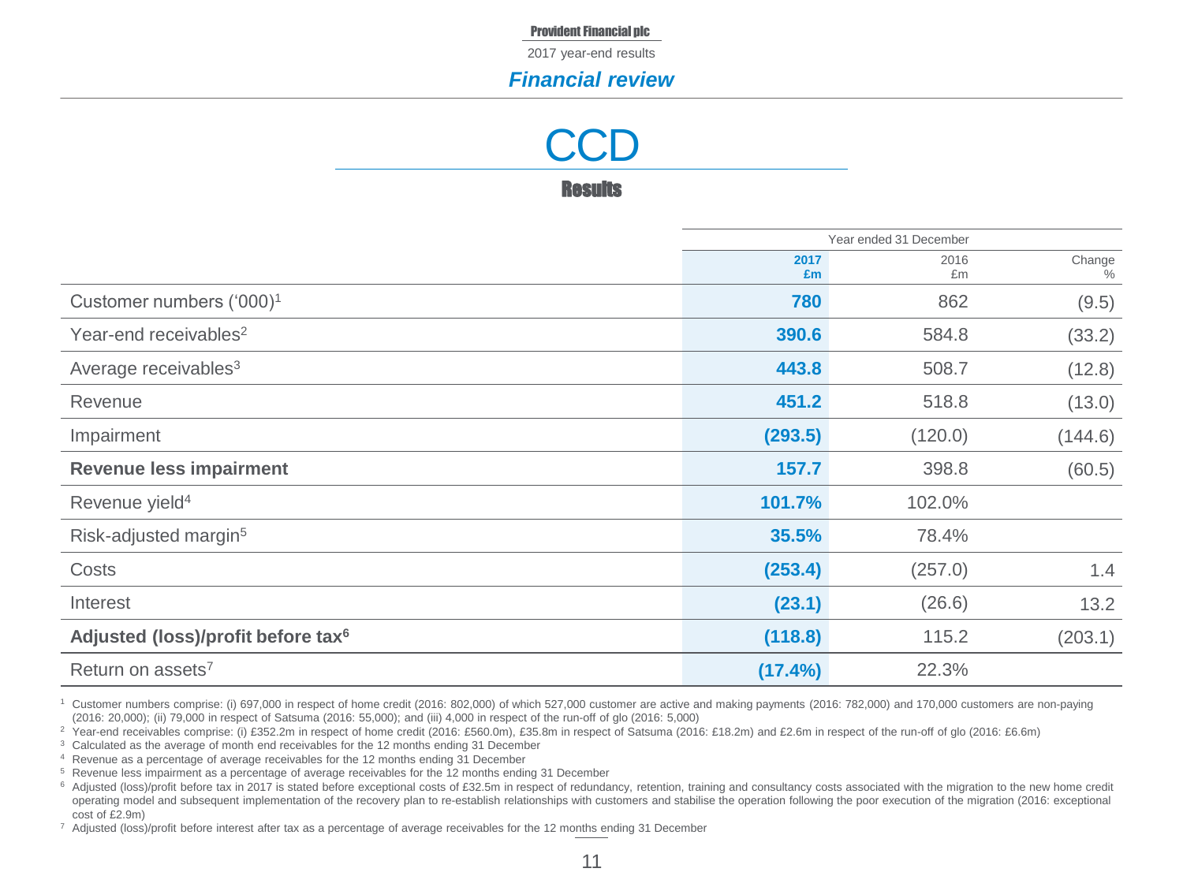# CCD

## Results

| | Year ended 31 December | | |
|---|---|---|---|
| | **2017 £m** | 2016 £m | Change % |
| Customer numbers ('000)[1] | **780** | 862 | (9.5) |
| Year-end receivables[2] | **390.6** | 584.8 | (33.2) |
| Average receivables[3] | **443.8** | 508.7 | (12.8) |
| Revenue | **451.2** | 518.8 | (13.0) |
| Impairment | **(293.5)** | (120.0) | (144.6) |
| **Revenue less impairment** | **157.7** | 398.8 | (60.5) |
| Revenue yield[4] | **101.7%** | 102.0% | |
| Risk-adjusted margin[5] | **35.5%** | 78.4% | |
| Costs | **(253.4)** | (257.0) | 1.4 |
| Interest | **(23.1)** | (26.6) | 13.2 |
| **Adjusted (loss)/profit before tax[6]** | **(118.8)** | 115.2 | (203.1) |
| Return on assets[7] | **(17.4%)** | 22.3% | |

[1] Customer numbers comprise: (i) 697,000 in respect of home credit (2016: 802,000) of which 527,000 customer are active and making payments (2016: 782,000) and 170,000 customers are non-paying (2016: 20,000); (ii) 79,000 in respect of Satsuma (2016: 55,000); and (iii) 4,000 in respect of the run-off of glo (2016: 5,000)

[2] Year-end receivables comprise: (i) £352.2m in respect of home credit (2016: £560.0m), £35.8m in respect of Satsuma (2016: £18.2m) and £2.6m in respect of the run-off of glo (2016: £6.6m)

[3] Calculated as the average of month end receivables for the 12 months ending 31 December

[4] Revenue as a percentage of average receivables for the 12 months ending 31 December

[5] Revenue less impairment as a percentage of average receivables for the 12 months ending 31 December

[6] Adjusted (loss)/profit before tax in 2017 is stated before exceptional costs of £32.5m in respect of redundancy, retention, training and consultancy costs associated with the migration to the new home credit operating model and subsequent implementation of the recovery plan to re-establish relationships with customers and stabilise the operation following the poor execution of the migration (2016: exceptional cost of £2.9m)

[7] Adjusted (loss)/profit before interest after tax as a percentage of average receivables for the 12 months ending 31 December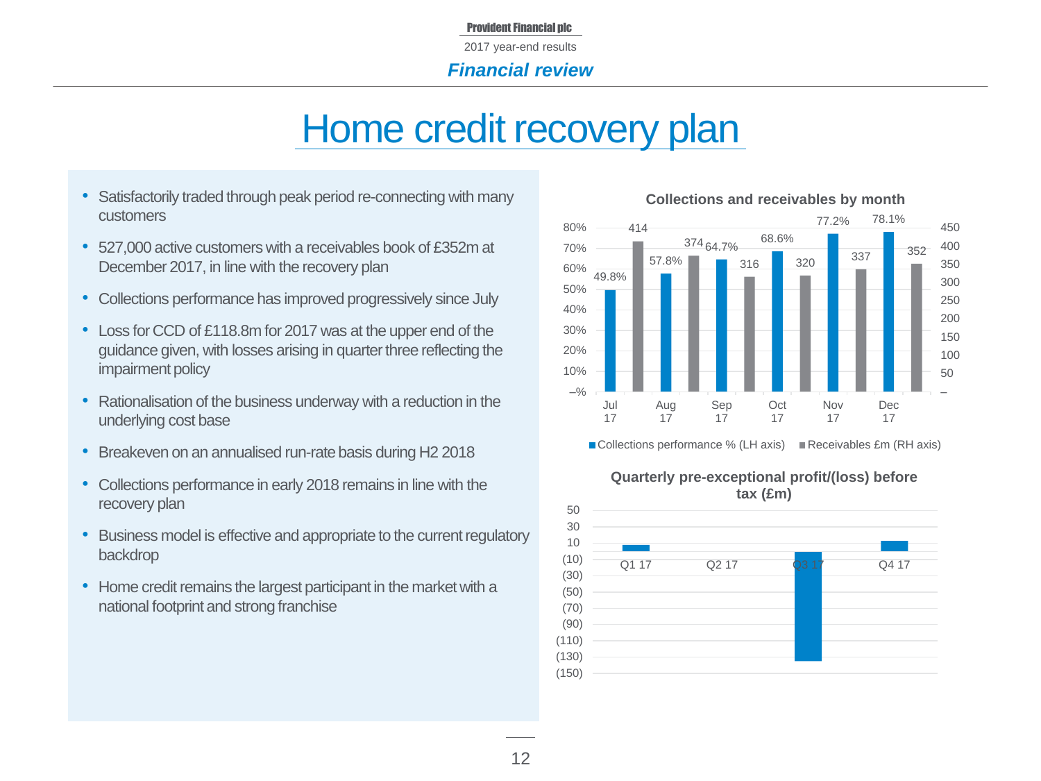# Home credit recovery plan

- Satisfactorily traded through peak period re-connecting with many customers
- 527,000 active customers with a receivables book of £352m at December 2017, in line with the recovery plan
- Collections performance has improved progressively since July
- Loss for CCD of £118.8m for 2017 was at the upper end of the guidance given, with losses arising in quarter three reflecting the impairment policy
- Rationalisation of the business underway with a reduction in the underlying cost base
- Breakeven on an annualised run-rate basis during H2 2018
- Collections performance in early 2018 remains in line with the recovery plan
- Business model is effective and appropriate to the current regulatory backdrop
- Home credit remains the largest participant in the market with a national footprint and strong franchise

**Collections and receivables by month**

| Month | Collections performance % (LH axis) | Receivables £m (RH axis) |
|---|---|---|
| Jul 17 | 49.8% | 414 |
| Aug 17 | 57.8% | 374 |
| Sep 17 | 64.7% | 316 |
| Oct 17 | 68.6% | 320 |
| Nov 17 | 77.2% | 337 |
| Dec 17 | 78.1% | 352 |

**Quarterly pre-exceptional profit/(loss) before tax (£m)**

Q1 17, Q2 17, Q3 17, Q4 17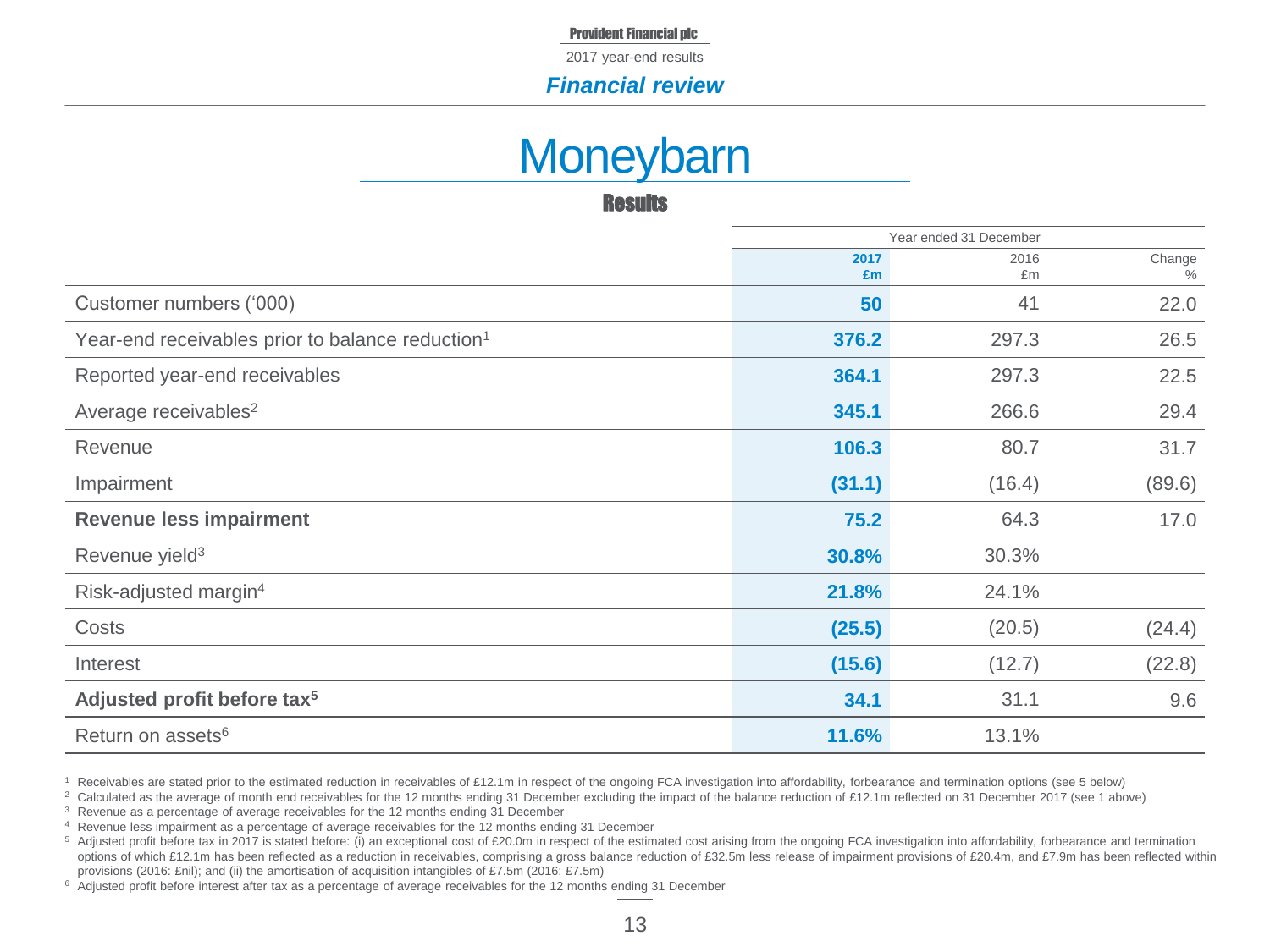# Moneybarn

## Results

| | Year ended 31 December | | |
|---|---|---|---|
| | **2017 £m** | 2016 £m | Change % |
| Customer numbers ('000) | **50** | 41 | 22.0 |
| Year-end receivables prior to balance reduction[1] | **376.2** | 297.3 | 26.5 |
| Reported year-end receivables | **364.1** | 297.3 | 22.5 |
| Average receivables[2] | **345.1** | 266.6 | 29.4 |
| Revenue | **106.3** | 80.7 | 31.7 |
| Impairment | **(31.1)** | (16.4) | (89.6) |
| **Revenue less impairment** | **75.2** | 64.3 | 17.0 |
| Revenue yield[3] | **30.8%** | 30.3% | |
| Risk-adjusted margin[4] | **21.8%** | 24.1% | |
| Costs | **(25.5)** | (20.5) | (24.4) |
| Interest | **(15.6)** | (12.7) | (22.8) |
| **Adjusted profit before tax[5]** | **34.1** | 31.1 | 9.6 |
| Return on assets[6] | **11.6%** | 13.1% | |

[1] Receivables are stated prior to the estimated reduction in receivables of £12.1m in respect of the ongoing FCA investigation into affordability, forbearance and termination options (see 5 below)

[2] Calculated as the average of month end receivables for the 12 months ending 31 December excluding the impact of the balance reduction of £12.1m reflected on 31 December 2017 (see 1 above)

[3] Revenue as a percentage of average receivables for the 12 months ending 31 December

[4] Revenue less impairment as a percentage of average receivables for the 12 months ending 31 December

[5] Adjusted profit before tax in 2017 is stated before: (i) an exceptional cost of £20.0m in respect of the estimated cost arising from the ongoing FCA investigation into affordability, forbearance and termination options of which £12.1m has been reflected as a reduction in receivables, comprising a gross balance reduction of £32.5m less release of impairment provisions of £20.4m, and £7.9m has been reflected within provisions (2016: £nil); and (ii) the amortisation of acquisition intangibles of £7.5m (2016: £7.5m)

[6] Adjusted profit before interest after tax as a percentage of average receivables for the 12 months ending 31 December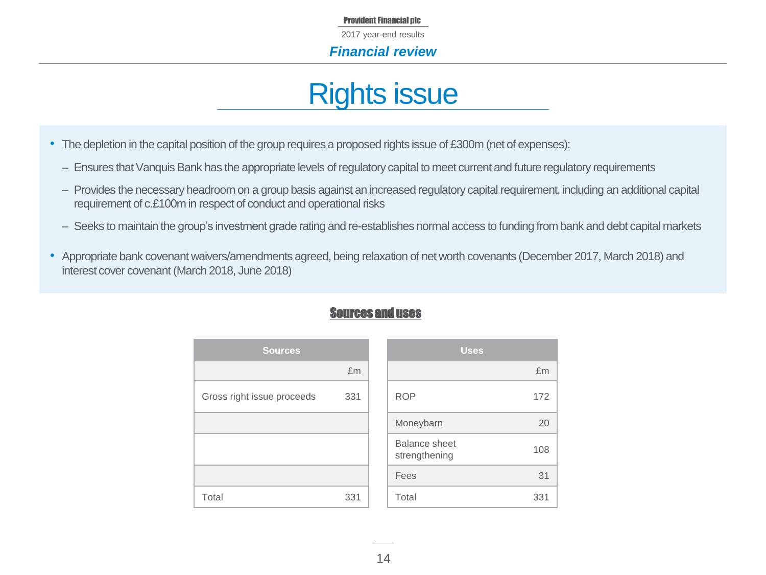# Rights issue

- The depletion in the capital position of the group requires a proposed rights issue of £300m (net of expenses):
  - Ensures that Vanquis Bank has the appropriate levels of regulatory capital to meet current and future regulatory requirements
  - Provides the necessary headroom on a group basis against an increased regulatory capital requirement, including an additional capital requirement of c.£100m in respect of conduct and operational risks
  - Seeks to maintain the group's investment grade rating and re-establishes normal access to funding from bank and debt capital markets
- Appropriate bank covenant waivers/amendments agreed, being relaxation of net worth covenants (December 2017, March 2018) and interest cover covenant (March 2018, June 2018)

## Sources and uses

| Sources | £m |
|---|---|
| Gross right issue proceeds | 331 |
| | |
| | |
| | |
| Total | 331 |

| Uses | £m |
|---|---|
| ROP | 172 |
| Moneybarn | 20 |
| Balance sheet strengthening | 108 |
| Fees | 31 |
| Total | 331 |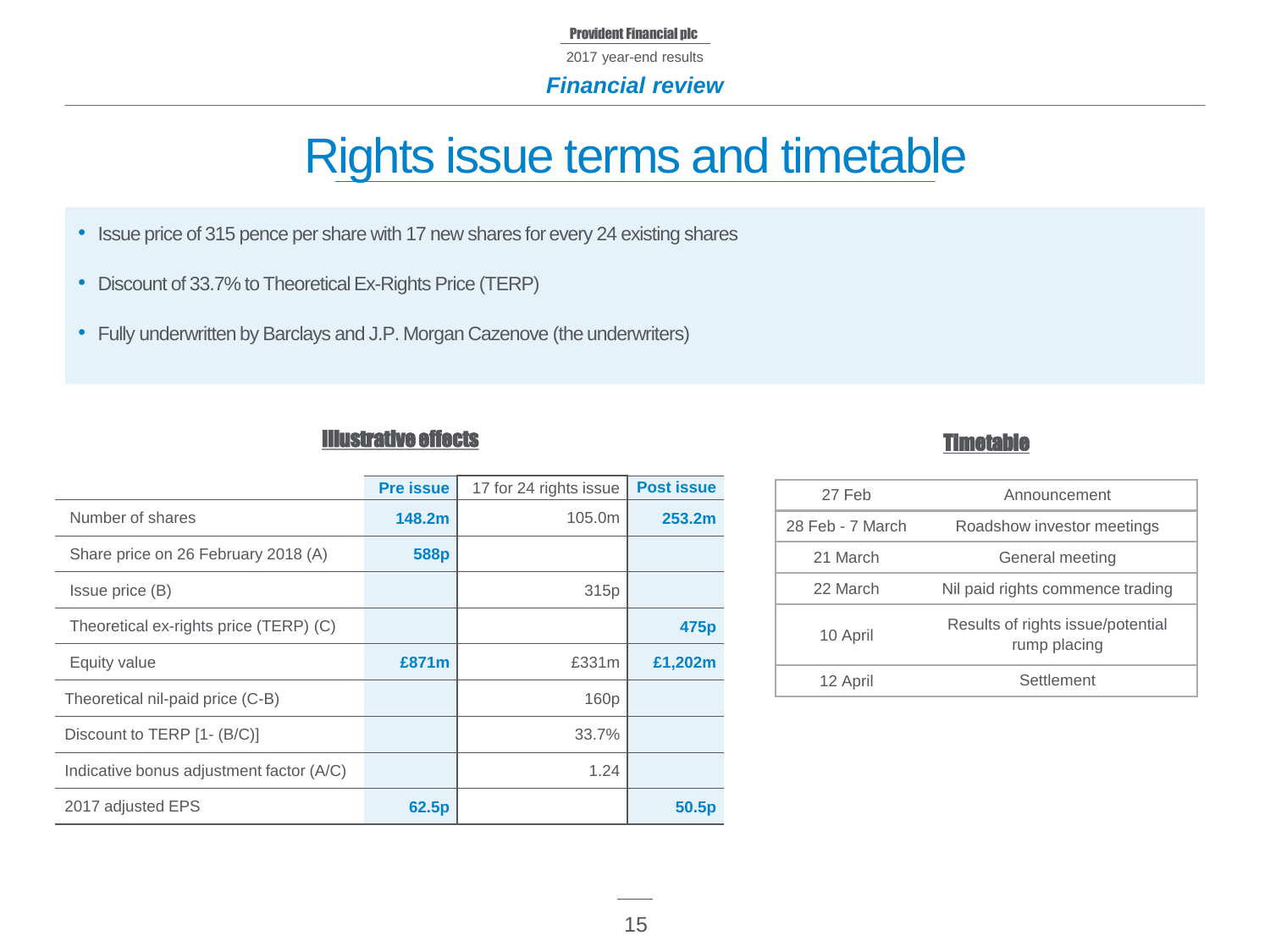# Rights issue terms and timetable

- Issue price of 315 pence per share with 17 new shares for every 24 existing shares
- Discount of 33.7% to Theoretical Ex-Rights Price (TERP)
- Fully underwritten by Barclays and J.P. Morgan Cazenove (the underwriters)

## Illustrative effects

| | Pre issue | 17 for 24 rights issue | Post issue |
|---|---|---|---|
| Number of shares | **148.2m** | 105.0m | **253.2m** |
| Share price on 26 February 2018 (A) | **588p** | | |
| Issue price (B) | | 315p | |
| Theoretical ex-rights price (TERP) (C) | | | **475p** |
| Equity value | **£871m** | £331m | **£1,202m** |
| Theoretical nil-paid price (C-B) | | 160p | |
| Discount to TERP [1- (B/C)] | | 33.7% | |
| Indicative bonus adjustment factor (A/C) | | 1.24 | |
| 2017 adjusted EPS | **62.5p** | | **50.5p** |

## Timetable

| Date | Event |
|---|---|
| 27 Feb | Announcement |
| 28 Feb - 7 March | Roadshow investor meetings |
| 21 March | General meeting |
| 22 March | Nil paid rights commence trading |
| 10 April | Results of rights issue/potential rump placing |
| 12 April | Settlement |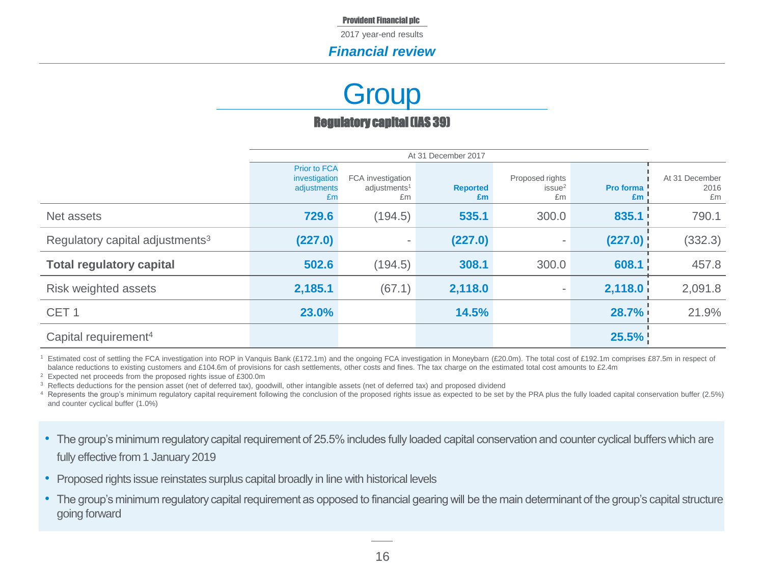# Group

## Regulatory capital (IAS 39)

| | At 31 December 2017 | | | | | |
|---|---|---|---|---|---|---|
| | Prior to FCA investigation adjustments £m | FCA investigation adjustments[1] £m | Reported £m | Proposed rights issue[2] £m | Pro forma £m | At 31 December 2016 £m |
| Net assets | **729.6** | (194.5) | **535.1** | 300.0 | **835.1** | 790.1 |
| Regulatory capital adjustments[3] | **(227.0)** | - | **(227.0)** | - | **(227.0)** | (332.3) |
| **Total regulatory capital** | **502.6** | (194.5) | **308.1** | 300.0 | **608.1** | 457.8 |
| Risk weighted assets | **2,185.1** | (67.1) | **2,118.0** | - | **2,118.0** | 2,091.8 |
| CET 1 | **23.0%** | | **14.5%** | | **28.7%** | 21.9% |
| Capital requirement[4] | | | | | **25.5%** | |

[1] Estimated cost of settling the FCA investigation into ROP in Vanquis Bank (£172.1m) and the ongoing FCA investigation in Moneybarn (£20.0m). The total cost of £192.1m comprises £87.5m in respect of balance reductions to existing customers and £104.6m of provisions for cash settlements, other costs and fines. The tax charge on the estimated total cost amounts to £2.4m

[2] Expected net proceeds from the proposed rights issue of £300.0m

[3] Reflects deductions for the pension asset (net of deferred tax), goodwill, other intangible assets (net of deferred tax) and proposed dividend

[4] Represents the group's minimum regulatory capital requirement following the conclusion of the proposed rights issue as expected to be set by the PRA plus the fully loaded capital conservation buffer (2.5%) and counter cyclical buffer (1.0%)

- The group's minimum regulatory capital requirement of 25.5% includes fully loaded capital conservation and counter cyclical buffers which are fully effective from 1 January 2019
- Proposed rights issue reinstates surplus capital broadly in line with historical levels
- The group's minimum regulatory capital requirement as opposed to financial gearing will be the main determinant of the group's capital structure going forward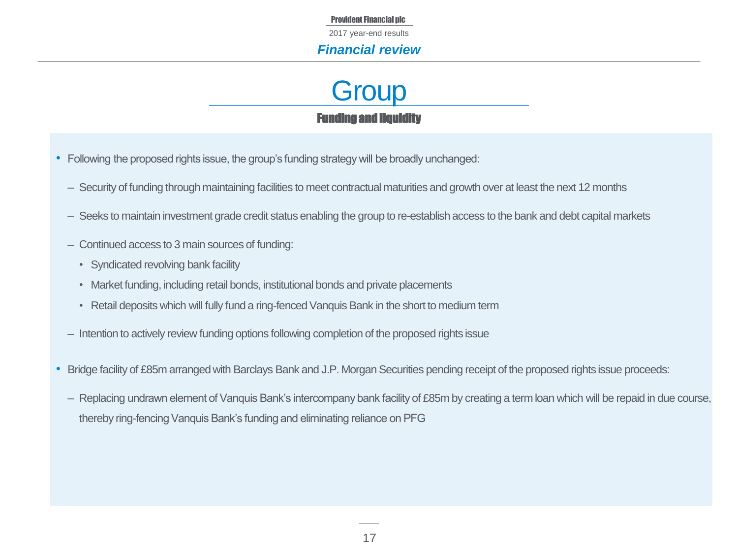# Group

## Funding and liquidity

- Following the proposed rights issue, the group's funding strategy will be broadly unchanged:
  - Security of funding through maintaining facilities to meet contractual maturities and growth over at least the next 12 months
  - Seeks to maintain investment grade credit status enabling the group to re-establish access to the bank and debt capital markets
  - Continued access to 3 main sources of funding:
    - Syndicated revolving bank facility
    - Market funding, including retail bonds, institutional bonds and private placements
    - Retail deposits which will fully fund a ring-fenced Vanquis Bank in the short to medium term
  - Intention to actively review funding options following completion of the proposed rights issue
- Bridge facility of £85m arranged with Barclays Bank and J.P. Morgan Securities pending receipt of the proposed rights issue proceeds:
  - Replacing undrawn element of Vanquis Bank's intercompany bank facility of £85m by creating a term loan which will be repaid in due course, thereby ring-fencing Vanquis Bank's funding and eliminating reliance on PFG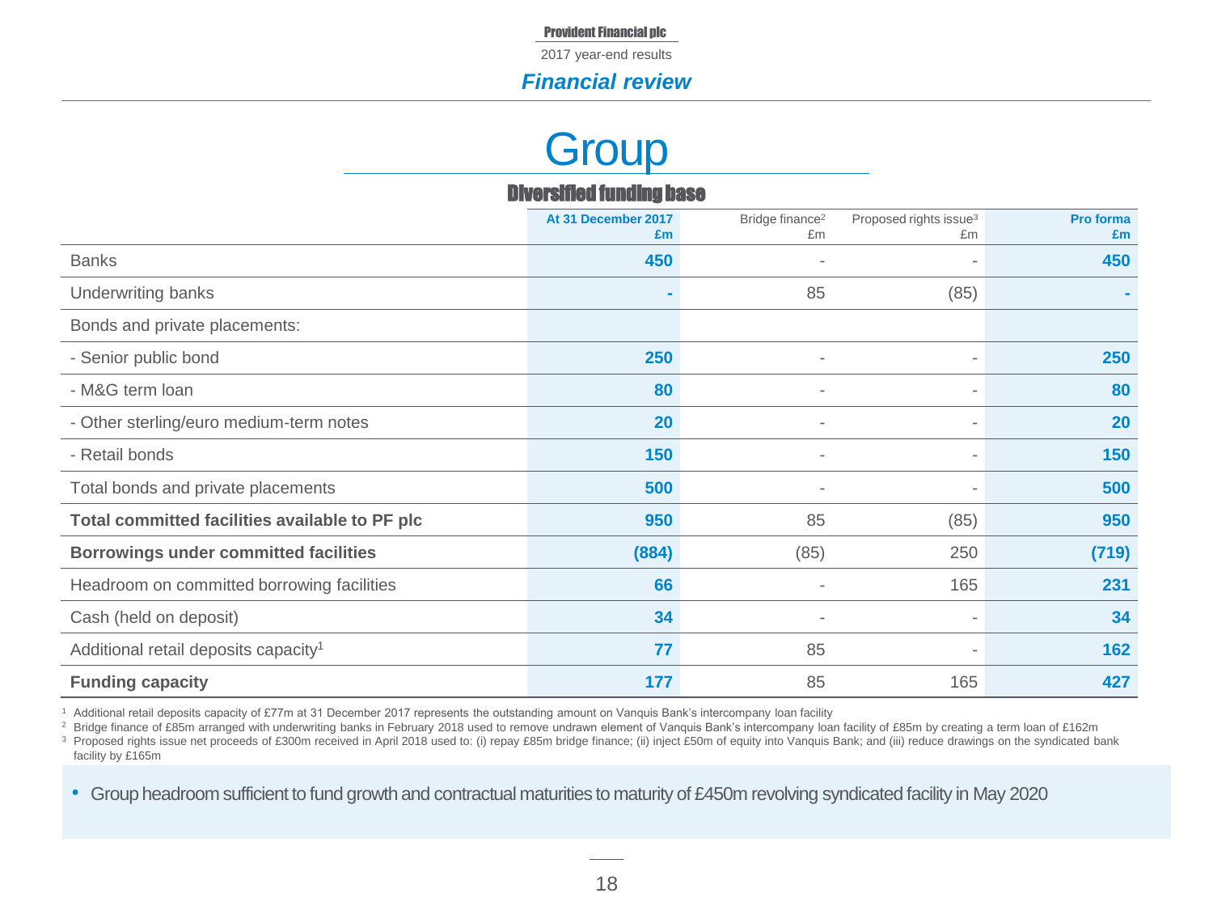## Financial review

# Group

### Diversified funding base

| | At 31 December 2017 £m | Bridge finance[2] £m | Proposed rights issue[3] £m | Pro forma £m |
|---|---|---|---|---|
| Banks | **450** | - | - | **450** |
| Underwriting banks | **-** | 85 | (85) | **-** |
| Bonds and private placements: | | | | |
| - Senior public bond | **250** | - | - | **250** |
| - M&G term loan | **80** | - | - | **80** |
| - Other sterling/euro medium-term notes | **20** | - | - | **20** |
| - Retail bonds | **150** | - | - | **150** |
| Total bonds and private placements | **500** | - | - | **500** |
| **Total committed facilities available to PF plc** | **950** | 85 | (85) | **950** |
| **Borrowings under committed facilities** | **(884)** | (85) | 250 | **(719)** |
| Headroom on committed borrowing facilities | **66** | - | 165 | **231** |
| Cash (held on deposit) | **34** | - | - | **34** |
| Additional retail deposits capacity[1] | **77** | 85 | - | **162** |
| **Funding capacity** | **177** | 85 | 165 | **427** |

[1] Additional retail deposits capacity of £77m at 31 December 2017 represents the outstanding amount on Vanquis Bank's intercompany loan facility

[2] Bridge finance of £85m arranged with underwriting banks in February 2018 used to remove undrawn element of Vanquis Bank's intercompany loan facility of £85m by creating a term loan of £162m

[3] Proposed rights issue net proceeds of £300m received in April 2018 used to: (i) repay £85m bridge finance; (ii) inject £50m of equity into Vanquis Bank; and (iii) reduce drawings on the syndicated bank facility by £165m

- Group headroom sufficient to fund growth and contractual maturities to maturity of £450m revolving syndicated facility in May 2020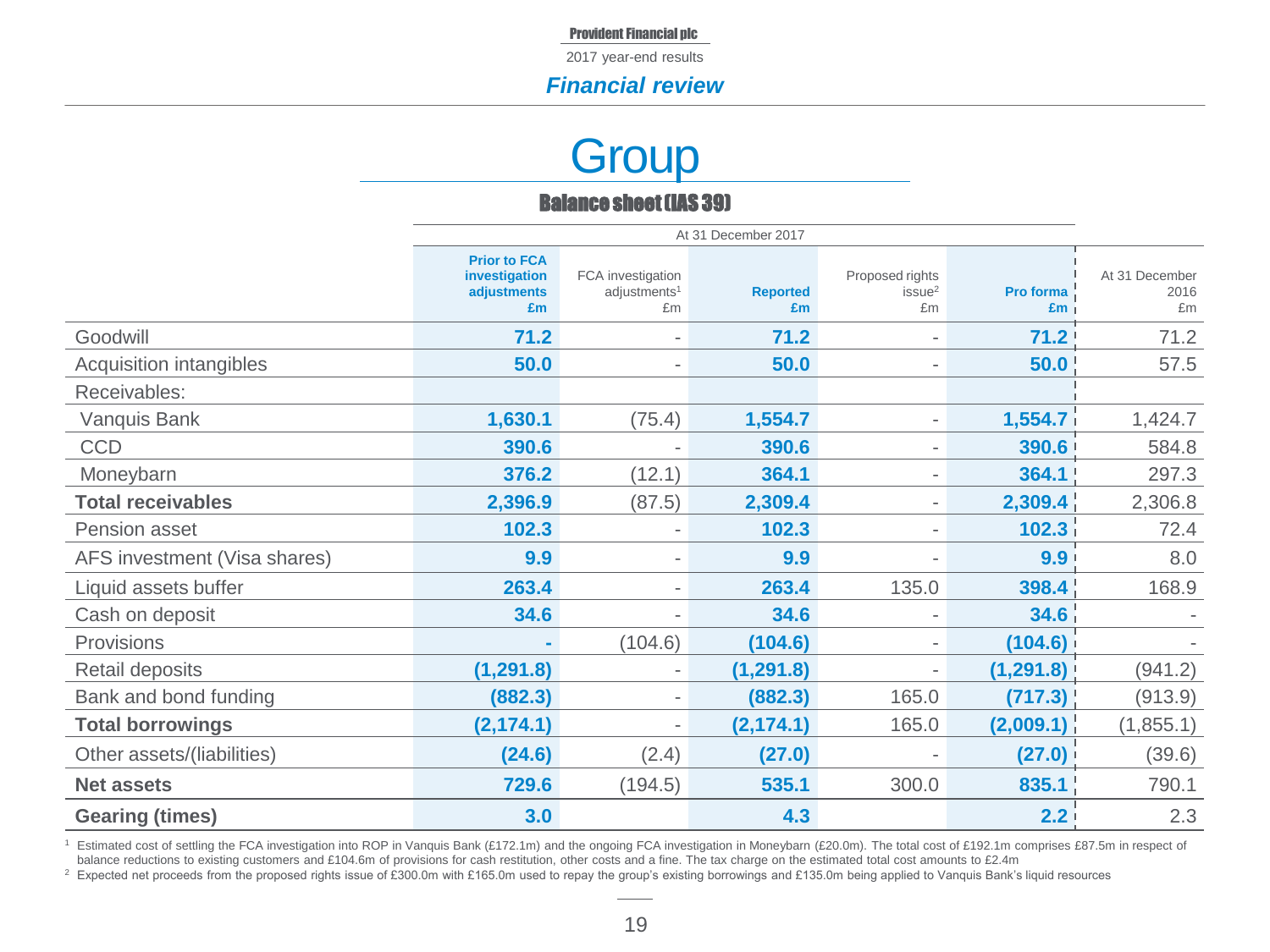# Group

## Balance sheet (IAS 39)

| | At 31 December 2017 | | | | | |
|---|---|---|---|---|---|---|
| | **Prior to FCA investigation adjustments £m** | FCA investigation adjustments[1] £m | **Reported £m** | Proposed rights issue[2] £m | **Pro forma £m** | At 31 December 2016 £m |
| Goodwill | **71.2** | - | **71.2** | - | **71.2** | 71.2 |
| Acquisition intangibles | **50.0** | - | **50.0** | - | **50.0** | 57.5 |
| Receivables: | | | | | | |
| Vanquis Bank | **1,630.1** | (75.4) | **1,554.7** | - | **1,554.7** | 1,424.7 |
| CCD | **390.6** | - | **390.6** | - | **390.6** | 584.8 |
| Moneybarn | **376.2** | (12.1) | **364.1** | - | **364.1** | 297.3 |
| **Total receivables** | **2,396.9** | (87.5) | **2,309.4** | - | **2,309.4** | 2,306.8 |
| Pension asset | **102.3** | - | **102.3** | - | **102.3** | 72.4 |
| AFS investment (Visa shares) | **9.9** | - | **9.9** | - | **9.9** | 8.0 |
| Liquid assets buffer | **263.4** | - | **263.4** | 135.0 | **398.4** | 168.9 |
| Cash on deposit | **34.6** | - | **34.6** | - | **34.6** | - |
| Provisions | **-** | (104.6) | **(104.6)** | - | **(104.6)** | - |
| Retail deposits | **(1,291.8)** | - | **(1,291.8)** | - | **(1,291.8)** | (941.2) |
| Bank and bond funding | **(882.3)** | - | **(882.3)** | 165.0 | **(717.3)** | (913.9) |
| **Total borrowings** | **(2,174.1)** | - | **(2,174.1)** | 165.0 | **(2,009.1)** | (1,855.1) |
| Other assets/(liabilities) | **(24.6)** | (2.4) | **(27.0)** | - | **(27.0)** | (39.6) |
| **Net assets** | **729.6** | (194.5) | **535.1** | 300.0 | **835.1** | 790.1 |
| **Gearing (times)** | **3.0** | | **4.3** | | **2.2** | 2.3 |

[1] Estimated cost of settling the FCA investigation into ROP in Vanquis Bank (£172.1m) and the ongoing FCA investigation in Moneybarn (£20.0m). The total cost of £192.1m comprises £87.5m in respect of balance reductions to existing customers and £104.6m of provisions for cash restitution, other costs and a fine. The tax charge on the estimated total cost amounts to £2.4m

[2] Expected net proceeds from the proposed rights issue of £300.0m with £165.0m used to repay the group's existing borrowings and £135.0m being applied to Vanquis Bank's liquid resources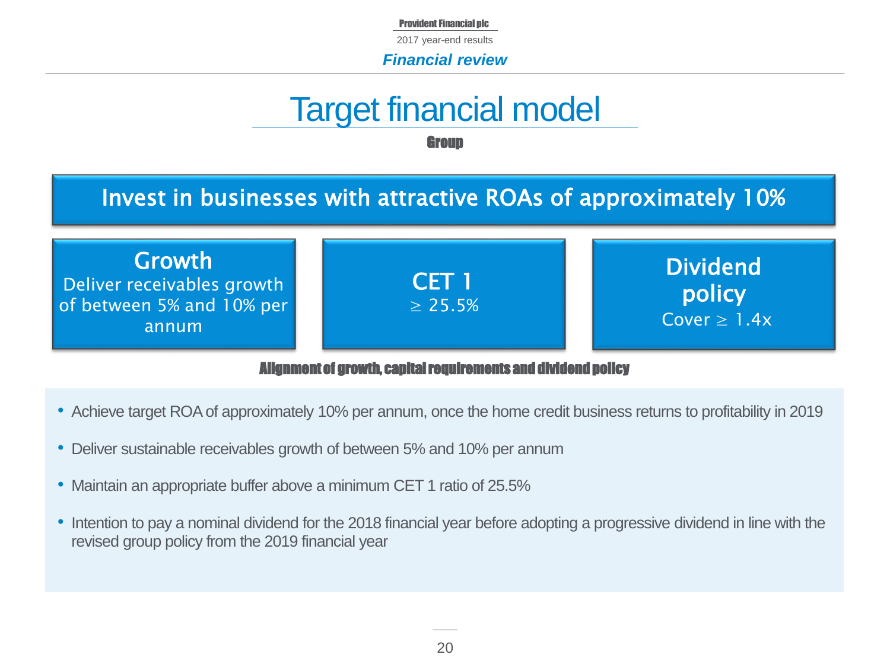# Target financial model

**Group**

**Invest in businesses with attractive ROAs of approximately 10%**

**Growth**
Deliver receivables growth of between 5% and 10% per annum

**CET 1**
≥ 25.5%

**Dividend policy**
Cover ≥ 1.4x

**Alignment of growth, capital requirements and dividend policy**

- Achieve target ROA of approximately 10% per annum, once the home credit business returns to profitability in 2019
- Deliver sustainable receivables growth of between 5% and 10% per annum
- Maintain an appropriate buffer above a minimum CET 1 ratio of 25.5%
- Intention to pay a nominal dividend for the 2018 financial year before adopting a progressive dividend in line with the revised group policy from the 2019 financial year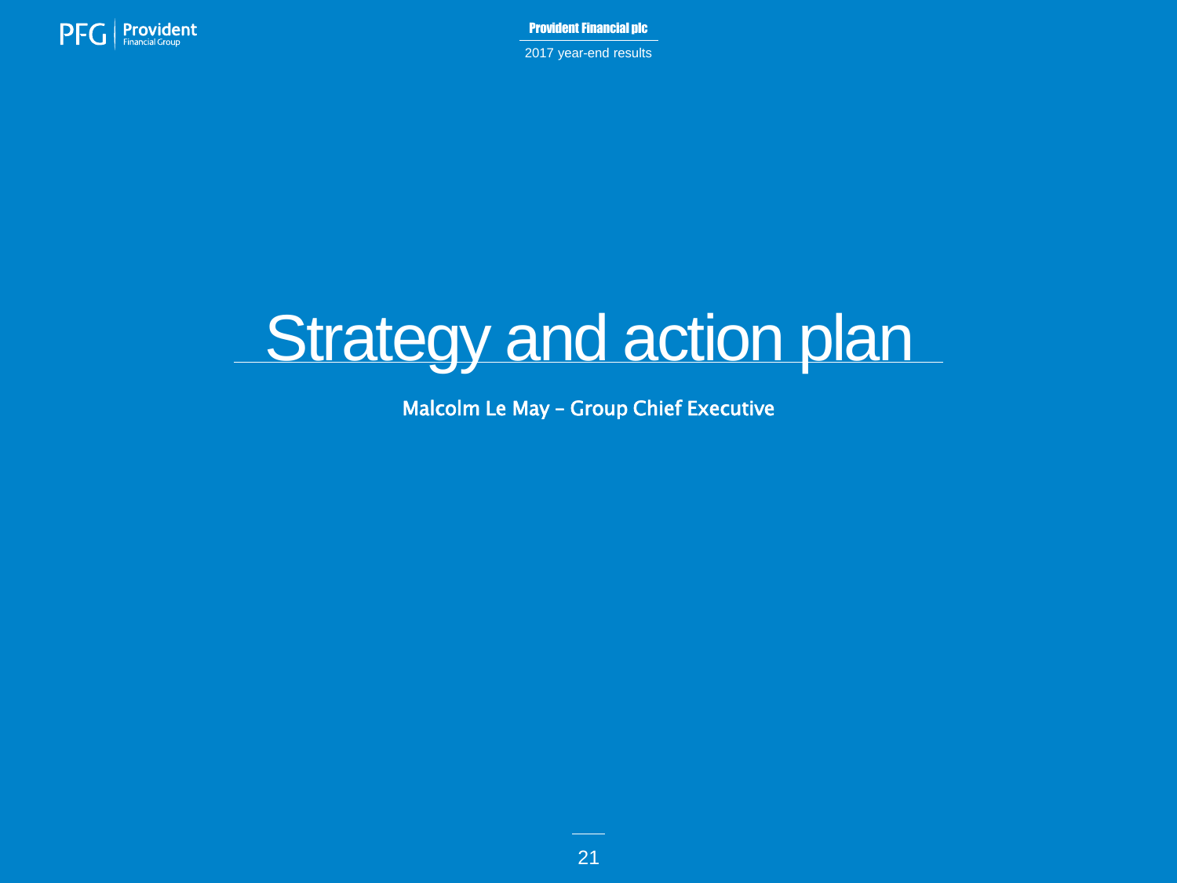# Strategy and action plan

**Malcolm Le May – Group Chief Executive**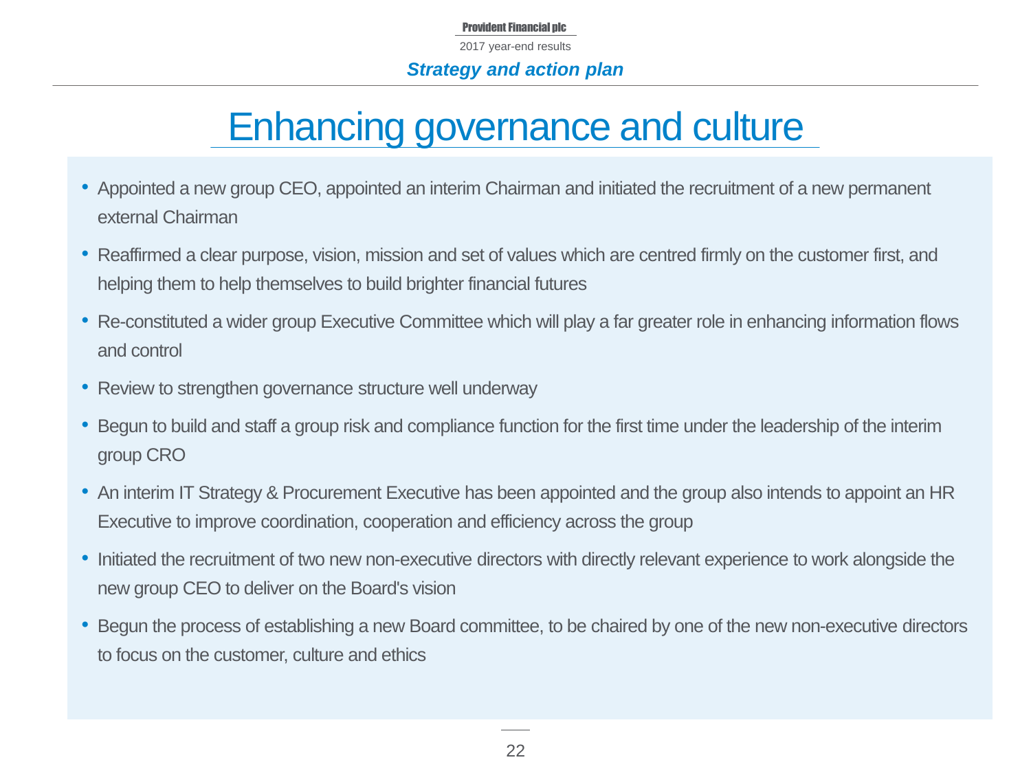*Strategy and action plan*

# Enhancing governance and culture

- Appointed a new group CEO, appointed an interim Chairman and initiated the recruitment of a new permanent external Chairman
- Reaffirmed a clear purpose, vision, mission and set of values which are centred firmly on the customer first, and helping them to help themselves to build brighter financial futures
- Re-constituted a wider group Executive Committee which will play a far greater role in enhancing information flows and control
- Review to strengthen governance structure well underway
- Begun to build and staff a group risk and compliance function for the first time under the leadership of the interim group CRO
- An interim IT Strategy & Procurement Executive has been appointed and the group also intends to appoint an HR Executive to improve coordination, cooperation and efficiency across the group
- Initiated the recruitment of two new non-executive directors with directly relevant experience to work alongside the new group CEO to deliver on the Board's vision
- Begun the process of establishing a new Board committee, to be chaired by one of the new non-executive directors to focus on the customer, culture and ethics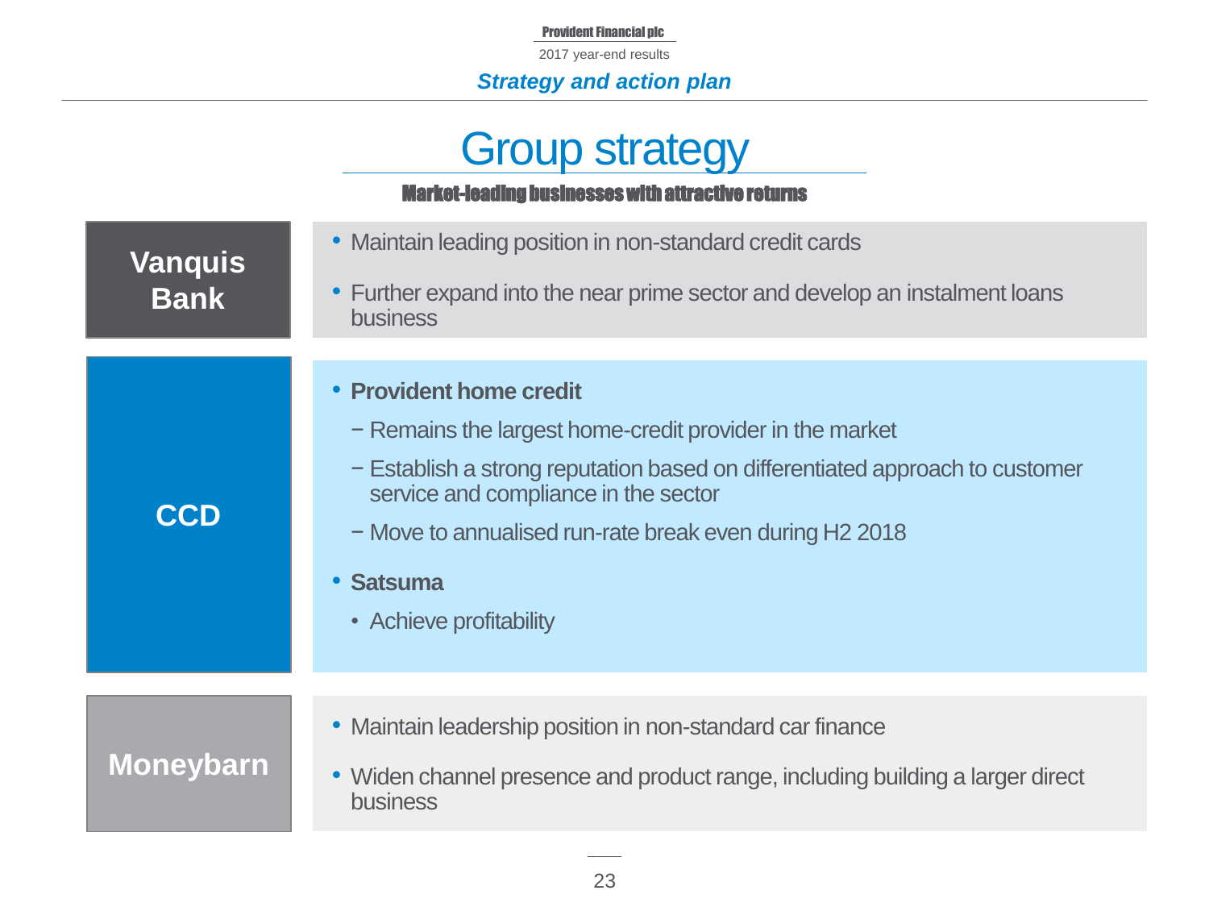*Strategy and action plan*

# Group strategy

**Market-leading businesses with attractive returns**

## Vanquis Bank

- Maintain leading position in non-standard credit cards
- Further expand into the near prime sector and develop an instalment loans business

## CCD

- **Provident home credit**
  - Remains the largest home-credit provider in the market
  - Establish a strong reputation based on differentiated approach to customer service and compliance in the sector
  - Move to annualised run-rate break even during H2 2018
- **Satsuma**
  - Achieve profitability

## Moneybarn

- Maintain leadership position in non-standard car finance
- Widen channel presence and product range, including building a larger direct business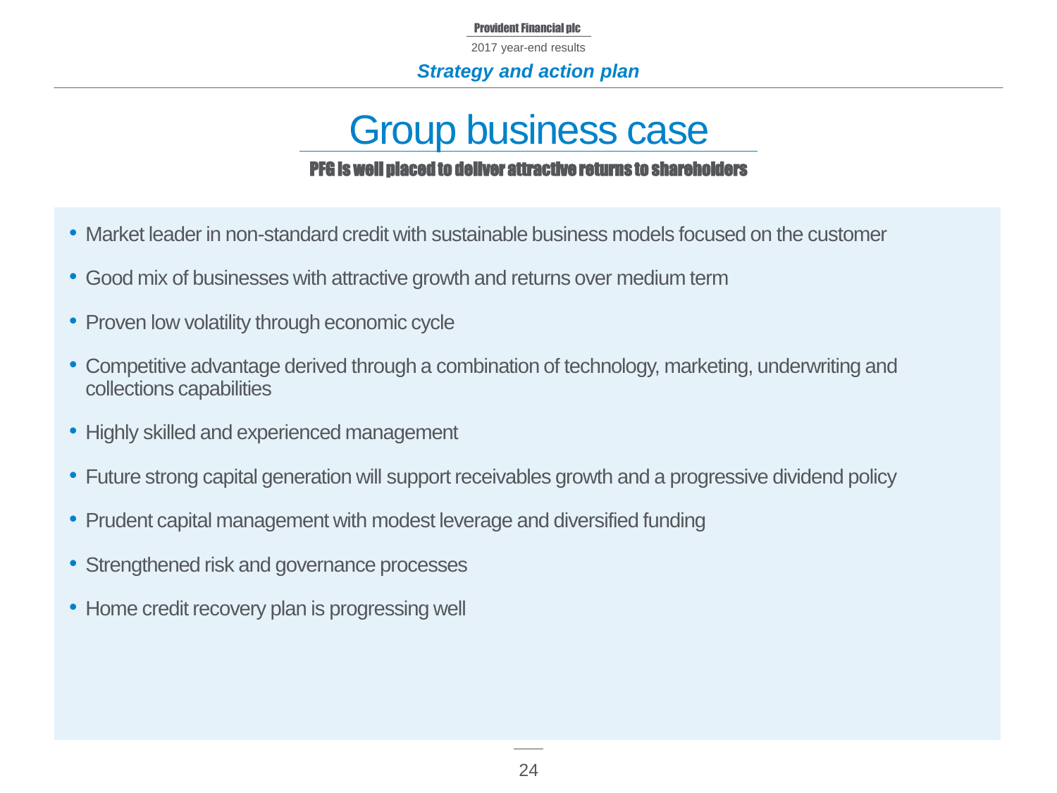Strategy and action plan

# Group business case

**PFG is well placed to deliver attractive returns to shareholders**

- Market leader in non-standard credit with sustainable business models focused on the customer
- Good mix of businesses with attractive growth and returns over medium term
- Proven low volatility through economic cycle
- Competitive advantage derived through a combination of technology, marketing, underwriting and collections capabilities
- Highly skilled and experienced management
- Future strong capital generation will support receivables growth and a progressive dividend policy
- Prudent capital management with modest leverage and diversified funding
- Strengthened risk and governance processes
- Home credit recovery plan is progressing well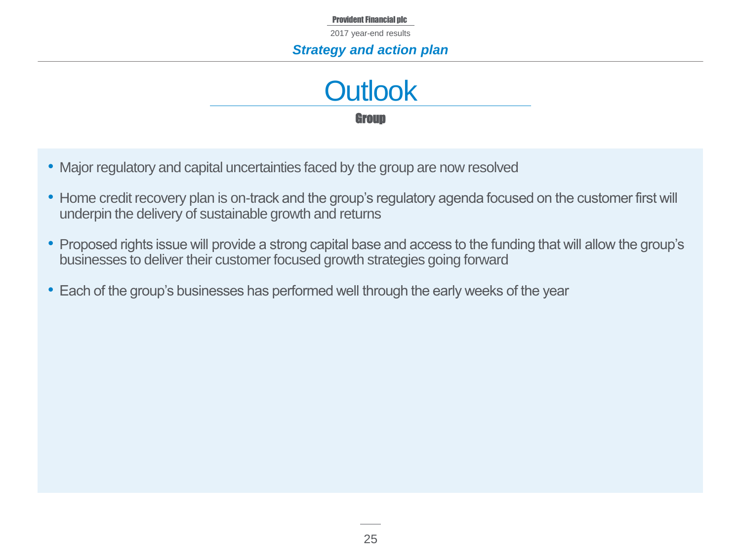*Strategy and action plan*

# Outlook

## Group

- Major regulatory and capital uncertainties faced by the group are now resolved
- Home credit recovery plan is on-track and the group's regulatory agenda focused on the customer first will underpin the delivery of sustainable growth and returns
- Proposed rights issue will provide a strong capital base and access to the funding that will allow the group's businesses to deliver their customer focused growth strategies going forward
- Each of the group's businesses has performed well through the early weeks of the year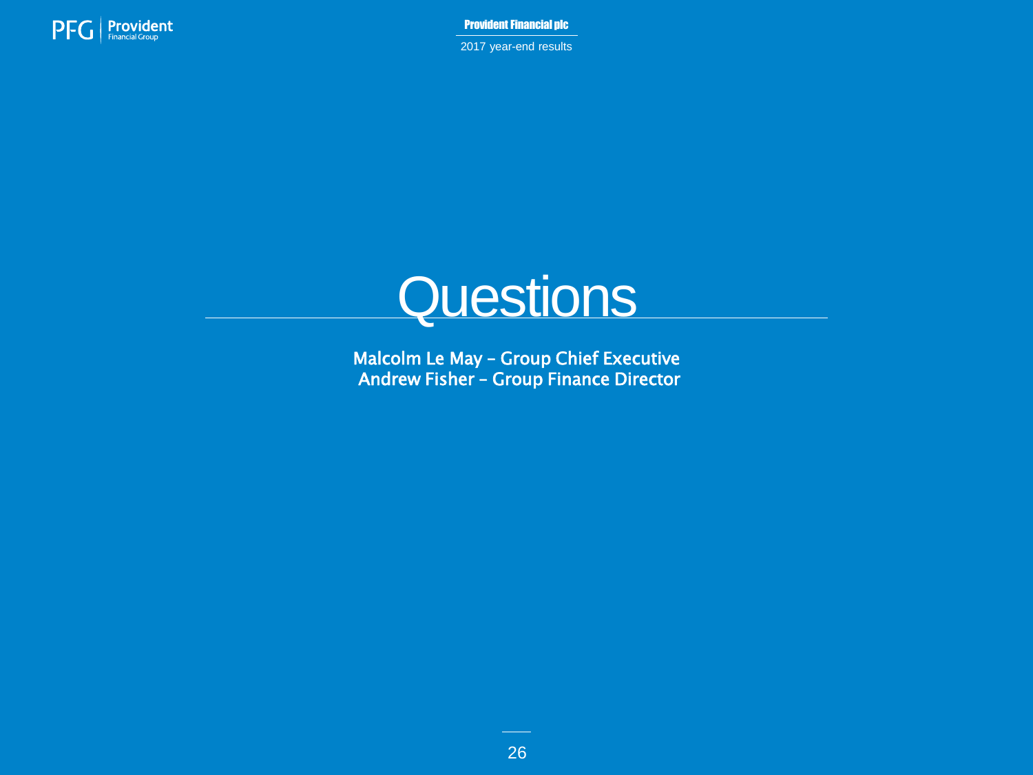# Questions

**Malcolm Le May – Group Chief Executive**
**Andrew Fisher – Group Finance Director**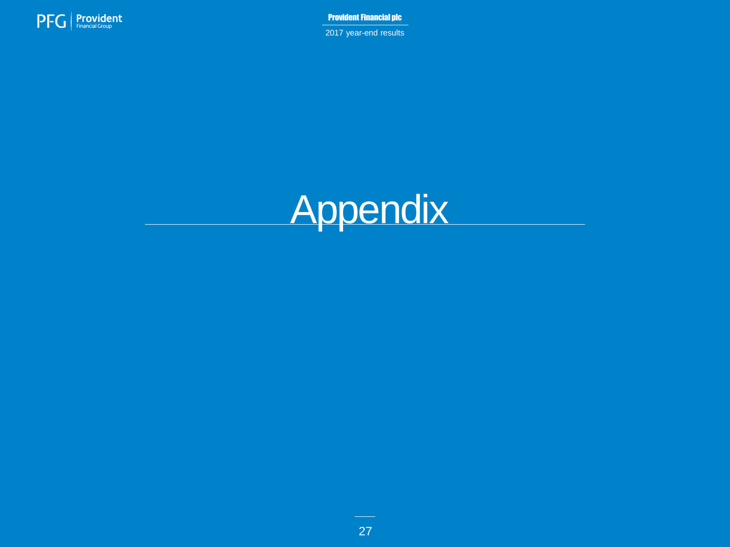# Appendix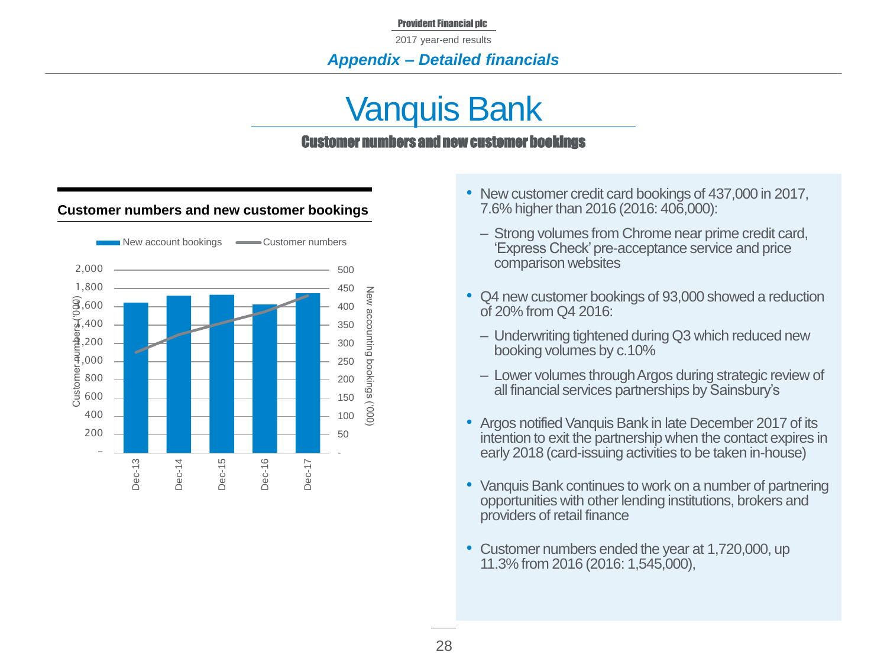*Appendix – Detailed financials*

# Vanquis Bank

## Customer numbers and new customer bookings

### Customer numbers and new customer bookings

New account bookings — Customer numbers

Customer numbers ('000): 2,000; 1,800; 1,600; 1,400; 1,200; 1,000; 800; 600; 400; 200; –

New accounting bookings ('000): 500; 450; 400; 350; 300; 250; 200; 150; 100; 50; -

Dec-13 | Dec-14 | Dec-15 | Dec-16 | Dec-17

- New customer credit card bookings of 437,000 in 2017, 7.6% higher than 2016 (2016: 406,000):
  - Strong volumes from Chrome near prime credit card, 'Express Check' pre-acceptance service and price comparison websites
- Q4 new customer bookings of 93,000 showed a reduction of 20% from Q4 2016:
  - Underwriting tightened during Q3 which reduced new booking volumes by c.10%
  - Lower volumes through Argos during strategic review of all financial services partnerships by Sainsbury's
- Argos notified Vanquis Bank in late December 2017 of its intention to exit the partnership when the contact expires in early 2018 (card-issuing activities to be taken in-house)
- Vanquis Bank continues to work on a number of partnering opportunities with other lending institutions, brokers and providers of retail finance
- Customer numbers ended the year at 1,720,000, up 11.3% from 2016 (2016: 1,545,000),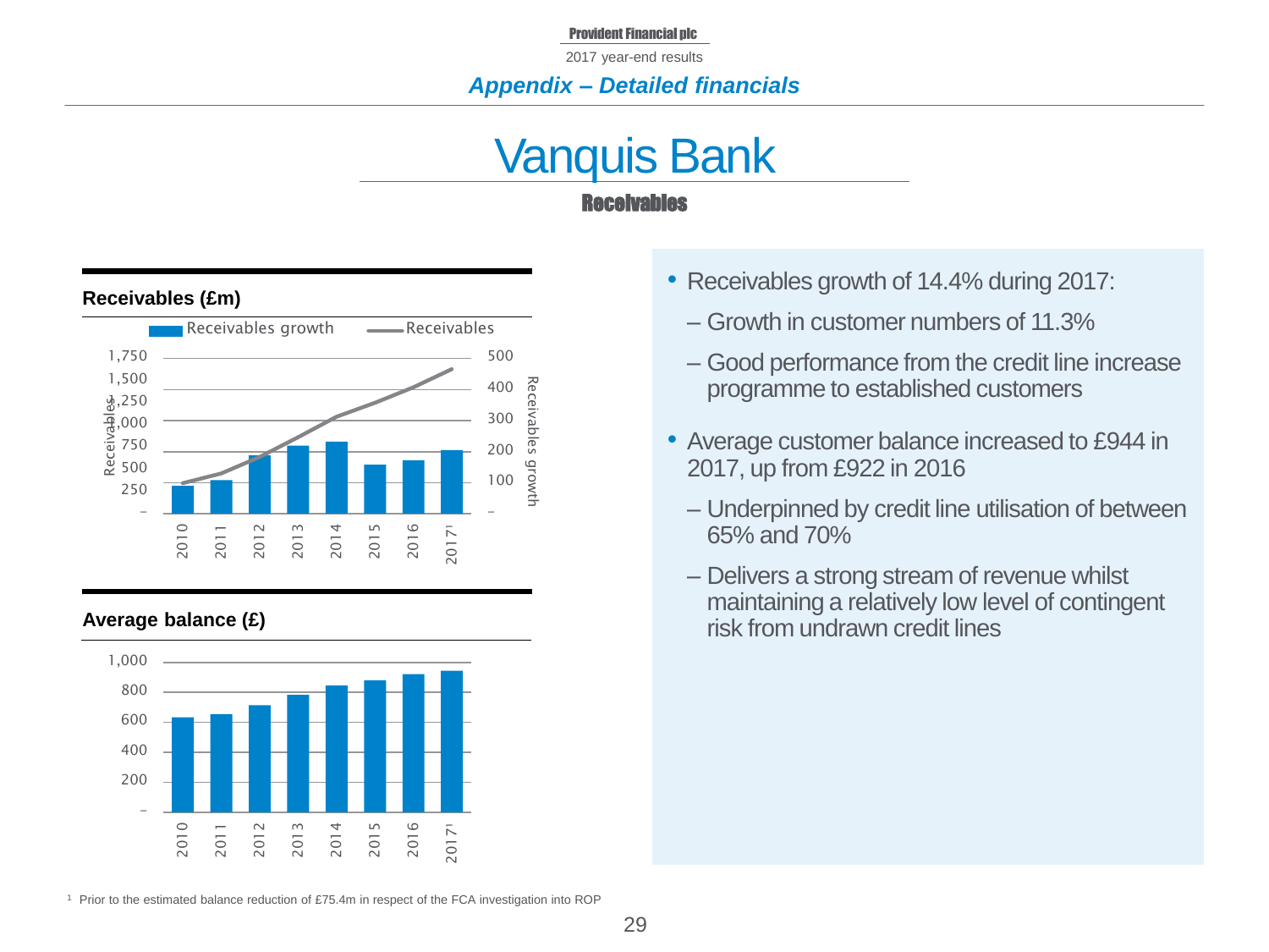*Appendix – Detailed financials*

# Vanquis Bank

## Receivables

**Receivables (£m)**

Receivables growth / Receivables

Receivables: 1,750, 1,500, 1,250, 1,000, 750, 500, 250, –

Receivables growth: 500, 400, 300, 200, 100, –

2010, 2011, 2012, 2013, 2014, 2015, 2016, 2017[1]

**Average balance (£)**

1,000, 800, 600, 400, 200, –

2010, 2011, 2012, 2013, 2014, 2015, 2016, 2017[1]

- Receivables growth of 14.4% during 2017:
  - Growth in customer numbers of 11.3%
  - Good performance from the credit line increase programme to established customers
- Average customer balance increased to £944 in 2017, up from £922 in 2016
  - Underpinned by credit line utilisation of between 65% and 70%
  - Delivers a strong stream of revenue whilst maintaining a relatively low level of contingent risk from undrawn credit lines

[1] Prior to the estimated balance reduction of £75.4m in respect of the FCA investigation into ROP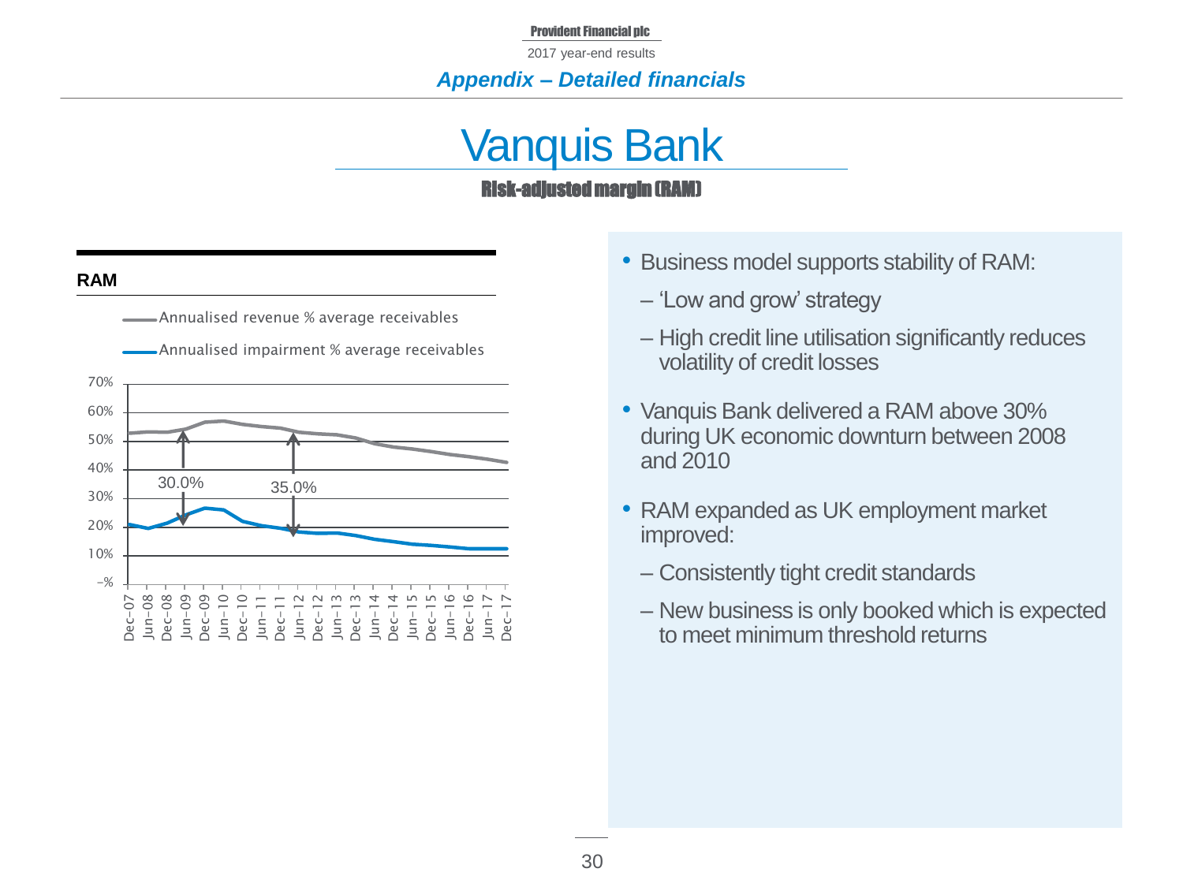## Appendix – Detailed financials

# Vanquis Bank

### Risk-adjusted margin (RAM)

**RAM**

- Annualised revenue % average receivables
- Annualised impairment % average receivables

30.0%

35.0%

- Business model supports stability of RAM:
  - 'Low and grow' strategy
  - High credit line utilisation significantly reduces volatility of credit losses
- Vanquis Bank delivered a RAM above 30% during UK economic downturn between 2008 and 2010
- RAM expanded as UK employment market improved:
  - Consistently tight credit standards
  - New business is only booked which is expected to meet minimum threshold returns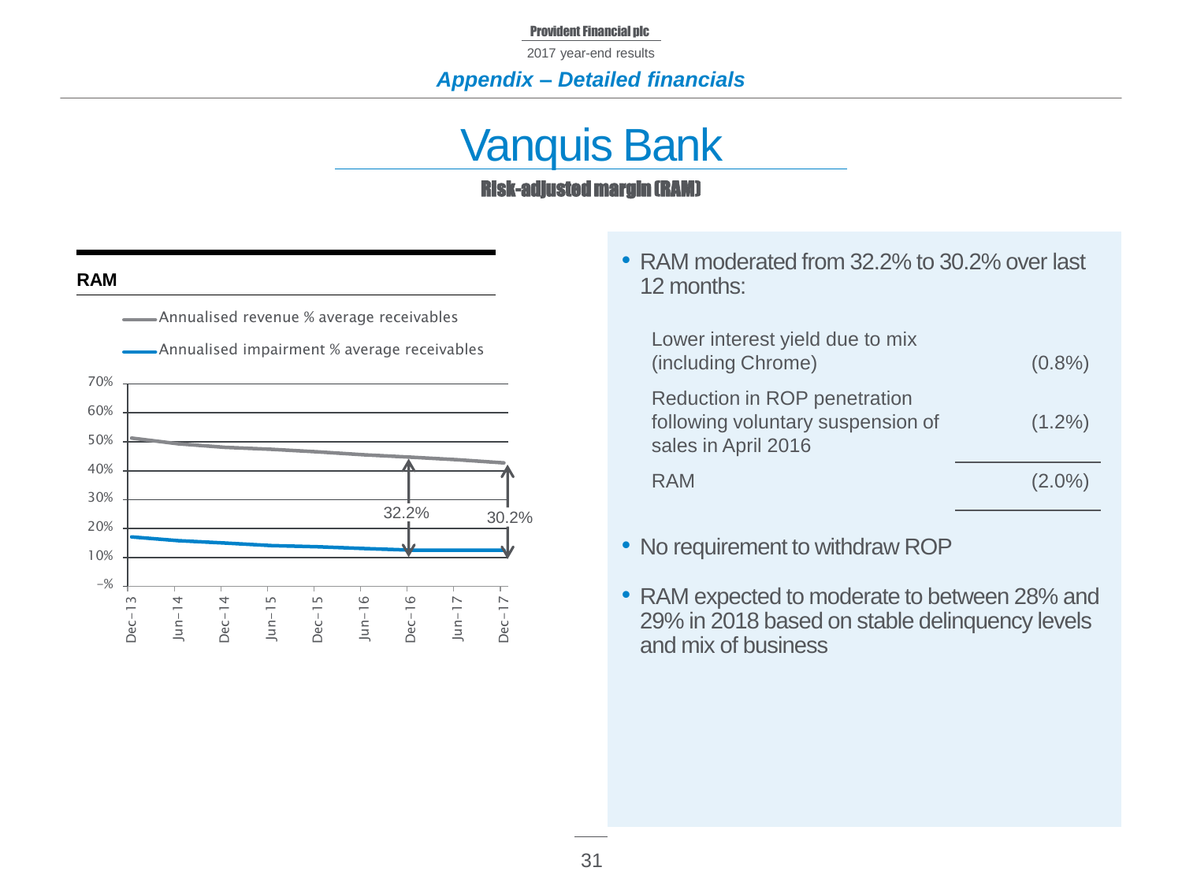*Appendix – Detailed financials*

# Vanquis Bank

## Risk-adjusted margin (RAM)

**RAM**

- Annualised revenue % average receivables
- Annualised impairment % average receivables

32.2% (Dec-16) 30.2% (Dec-17)

- RAM moderated from 32.2% to 30.2% over last 12 months:

| | |
|---|---|
| Lower interest yield due to mix (including Chrome) | (0.8%) |
| Reduction in ROP penetration following voluntary suspension of sales in April 2016 | (1.2%) |
| RAM | (2.0%) |

- No requirement to withdraw ROP
- RAM expected to moderate to between 28% and 29% in 2018 based on stable delinquency levels and mix of business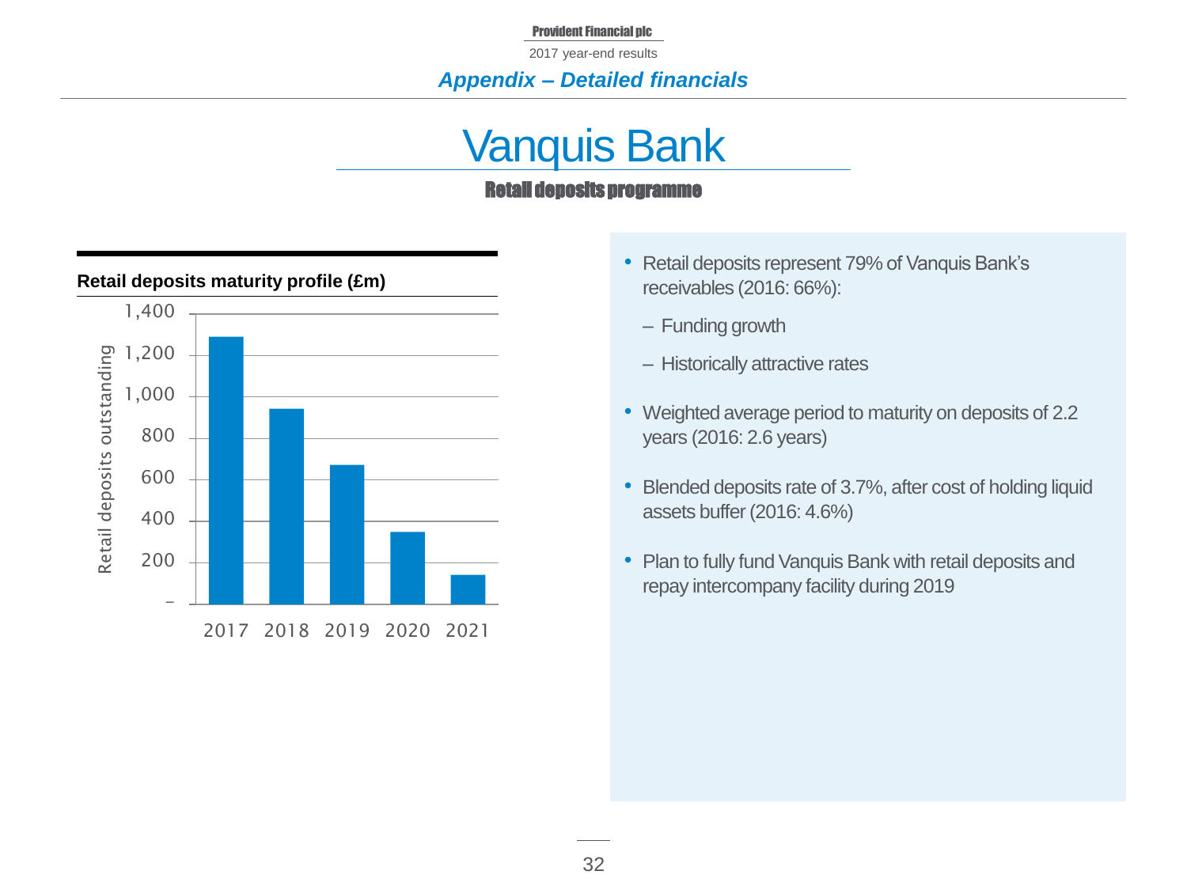## Appendix – Detailed financials

# Vanquis Bank

### Retail deposits programme

**Retail deposits maturity profile (£m)**

| Year | Retail deposits outstanding (£m, approx.) |
|---|---|
| 2017 | 1,290 |
| 2018 | 945 |
| 2019 | 675 |
| 2020 | 350 |
| 2021 | 145 |

- Retail deposits represent 79% of Vanquis Bank's receivables (2016: 66%):
  - Funding growth
  - Historically attractive rates
- Weighted average period to maturity on deposits of 2.2 years (2016: 2.6 years)
- Blended deposits rate of 3.7%, after cost of holding liquid assets buffer (2016: 4.6%)
- Plan to fully fund Vanquis Bank with retail deposits and repay intercompany facility during 2019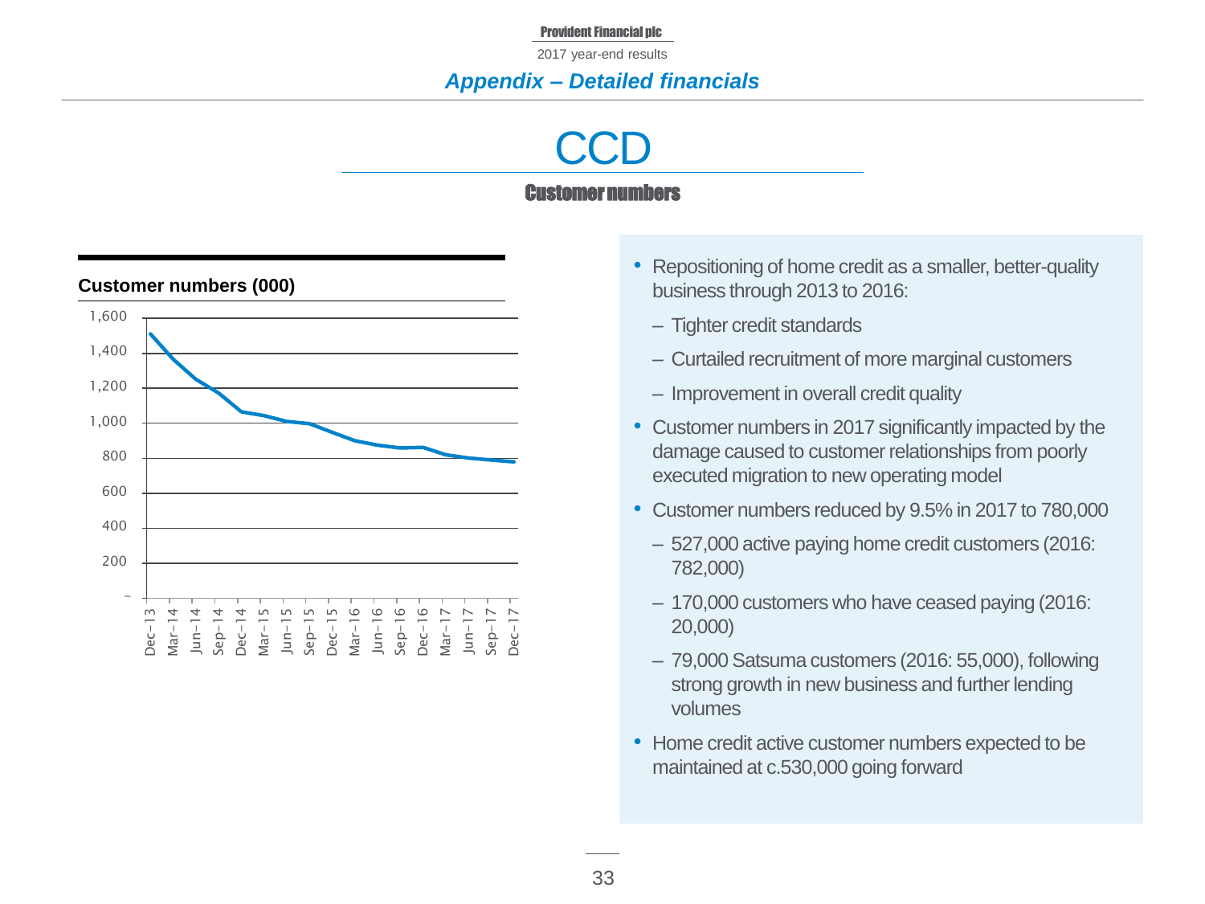# Appendix – Detailed financials

## CCD

### Customer numbers

**Customer numbers (000)**

- Repositioning of home credit as a smaller, better-quality business through 2013 to 2016:
  - Tighter credit standards
  - Curtailed recruitment of more marginal customers
  - Improvement in overall credit quality
- Customer numbers in 2017 significantly impacted by the damage caused to customer relationships from poorly executed migration to new operating model
- Customer numbers reduced by 9.5% in 2017 to 780,000
  - 527,000 active paying home credit customers (2016: 782,000)
  - 170,000 customers who have ceased paying (2016: 20,000)
  - 79,000 Satsuma customers (2016: 55,000), following strong growth in new business and further lending volumes
- Home credit active customer numbers expected to be maintained at c.530,000 going forward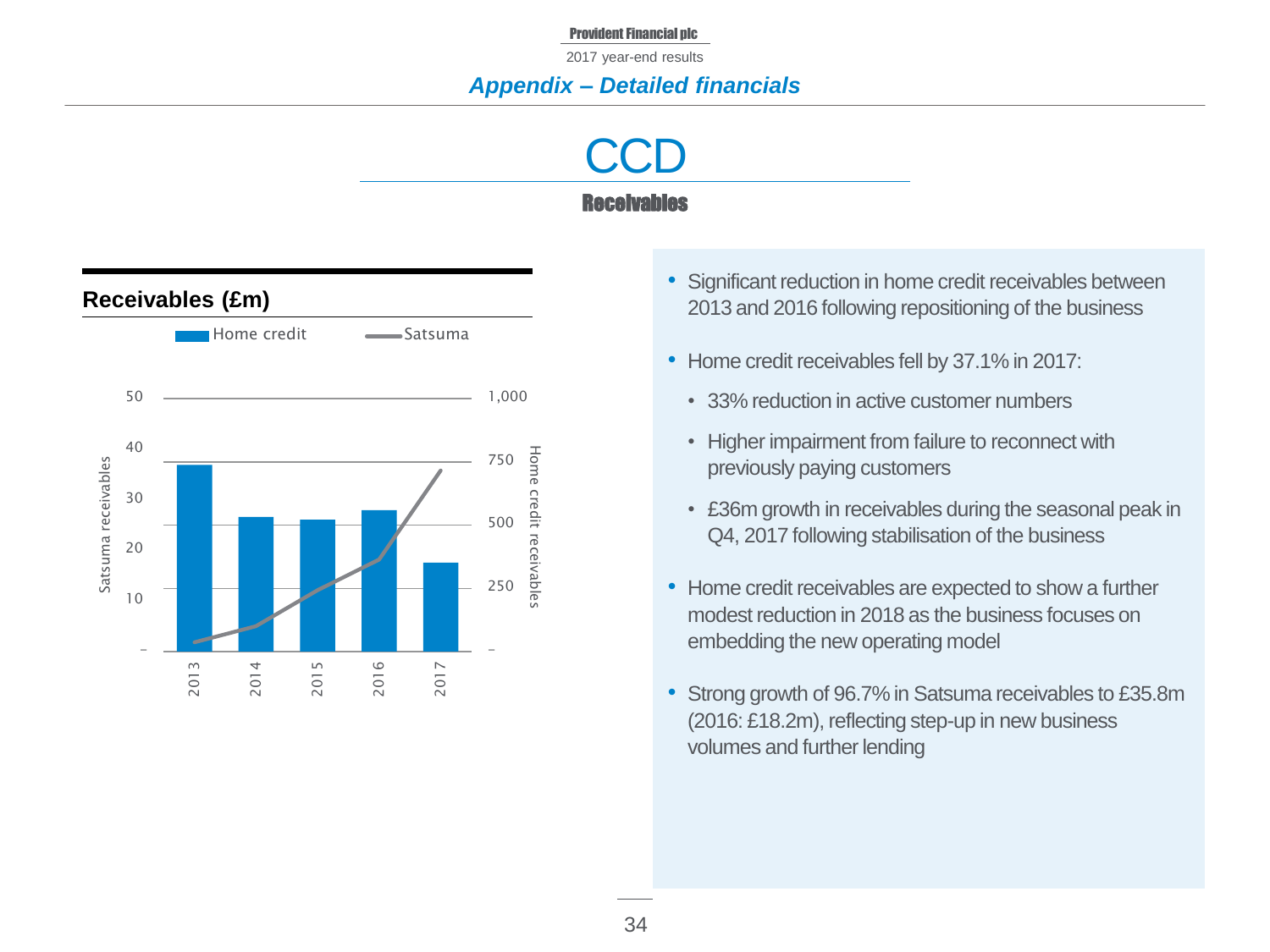## Appendix – Detailed financials

# CCD

## Receivables

**Receivables (£m)**

Home credit | Satsuma

Satsuma receivables: 50, 40, 30, 20, 10, –

Home credit receivables: 1,000, 750, 500, 250, –

2013, 2014, 2015, 2016, 2017

- Significant reduction in home credit receivables between 2013 and 2016 following repositioning of the business
- Home credit receivables fell by 37.1% in 2017:
  - 33% reduction in active customer numbers
  - Higher impairment from failure to reconnect with previously paying customers
  - £36m growth in receivables during the seasonal peak in Q4, 2017 following stabilisation of the business
- Home credit receivables are expected to show a further modest reduction in 2018 as the business focuses on embedding the new operating model
- Strong growth of 96.7% in Satsuma receivables to £35.8m (2016: £18.2m), reflecting step-up in new business volumes and further lending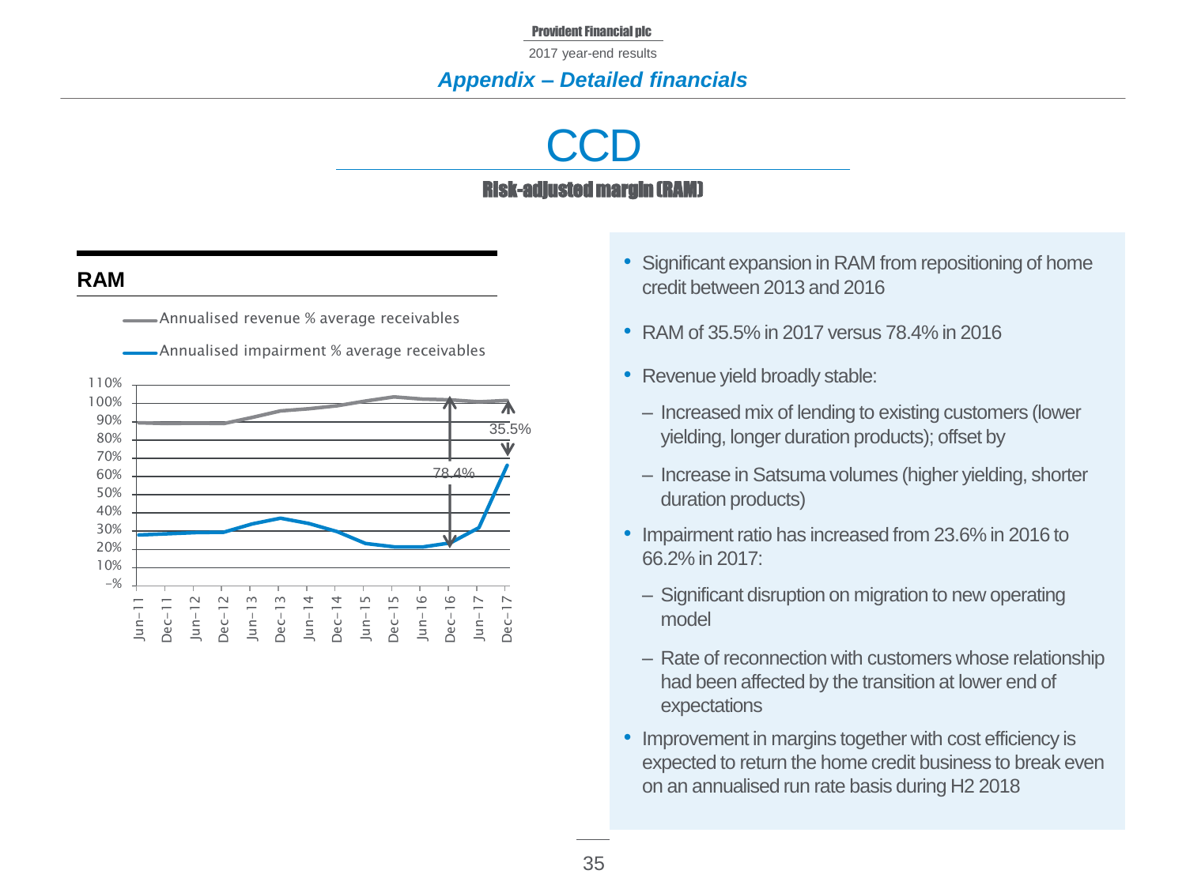*Appendix – Detailed financials*

# CCD

## Risk-adjusted margin (RAM)

### RAM

Annualised revenue % average receivables

Annualised impairment % average receivables

35.5%

78.4%

- Significant expansion in RAM from repositioning of home credit between 2013 and 2016
- RAM of 35.5% in 2017 versus 78.4% in 2016
- Revenue yield broadly stable:
  - Increased mix of lending to existing customers (lower yielding, longer duration products); offset by
  - Increase in Satsuma volumes (higher yielding, shorter duration products)
- Impairment ratio has increased from 23.6% in 2016 to 66.2% in 2017:
  - Significant disruption on migration to new operating model
  - Rate of reconnection with customers whose relationship had been affected by the transition at lower end of expectations
- Improvement in margins together with cost efficiency is expected to return the home credit business to break even on an annualised run rate basis during H2 2018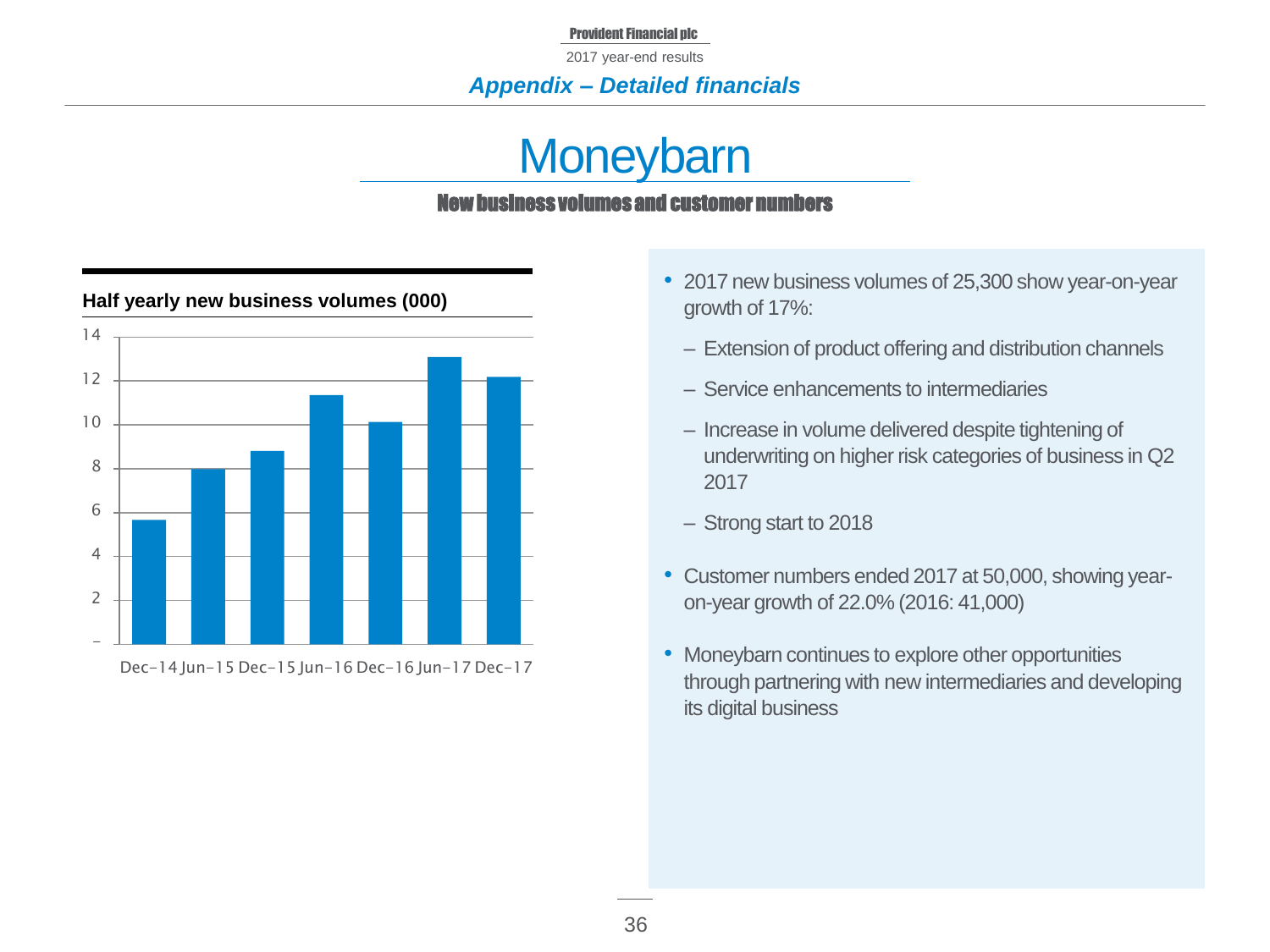## Appendix – Detailed financials

# Moneybarn

### New business volumes and customer numbers

**Half yearly new business volumes (000)**

| | Dec-14 | Jun-15 | Dec-15 | Jun-16 | Dec-16 | Jun-17 | Dec-17 |
|---|---|---|---|---|---|---|---|
| New business volumes (000) | 5.7 | 8.0 | 8.8 | 11.3 | 10.1 | 13.1 | 12.2 |

- 2017 new business volumes of 25,300 show year-on-year growth of 17%:
  - Extension of product offering and distribution channels
  - Service enhancements to intermediaries
  - Increase in volume delivered despite tightening of underwriting on higher risk categories of business in Q2 2017
  - Strong start to 2018
- Customer numbers ended 2017 at 50,000, showing year-on-year growth of 22.0% (2016: 41,000)
- Moneybarn continues to explore other opportunities through partnering with new intermediaries and developing its digital business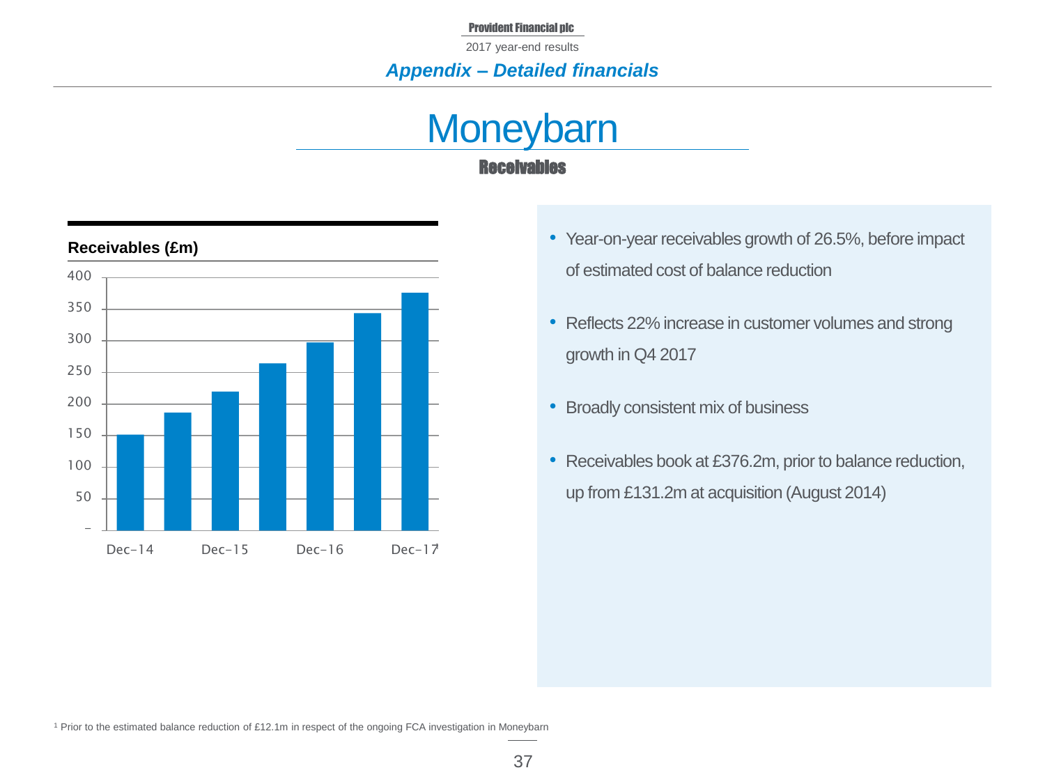*Appendix – Detailed financials*

# Moneybarn

## Receivables

**Receivables (£m)**

| | Receivables (£m) |
|---|---|
| Dec-14 | ~150 |
| | ~185 |
| Dec-15 | ~220 |
| | ~264 |
| Dec-16 | ~298 |
| | ~343 |
| Dec-17[1] | ~376 |

- Year-on-year receivables growth of 26.5%, before impact of estimated cost of balance reduction
- Reflects 22% increase in customer volumes and strong growth in Q4 2017
- Broadly consistent mix of business
- Receivables book at £376.2m, prior to balance reduction, up from £131.2m at acquisition (August 2014)

[1] Prior to the estimated balance reduction of £12.1m in respect of the ongoing FCA investigation in Moneybarn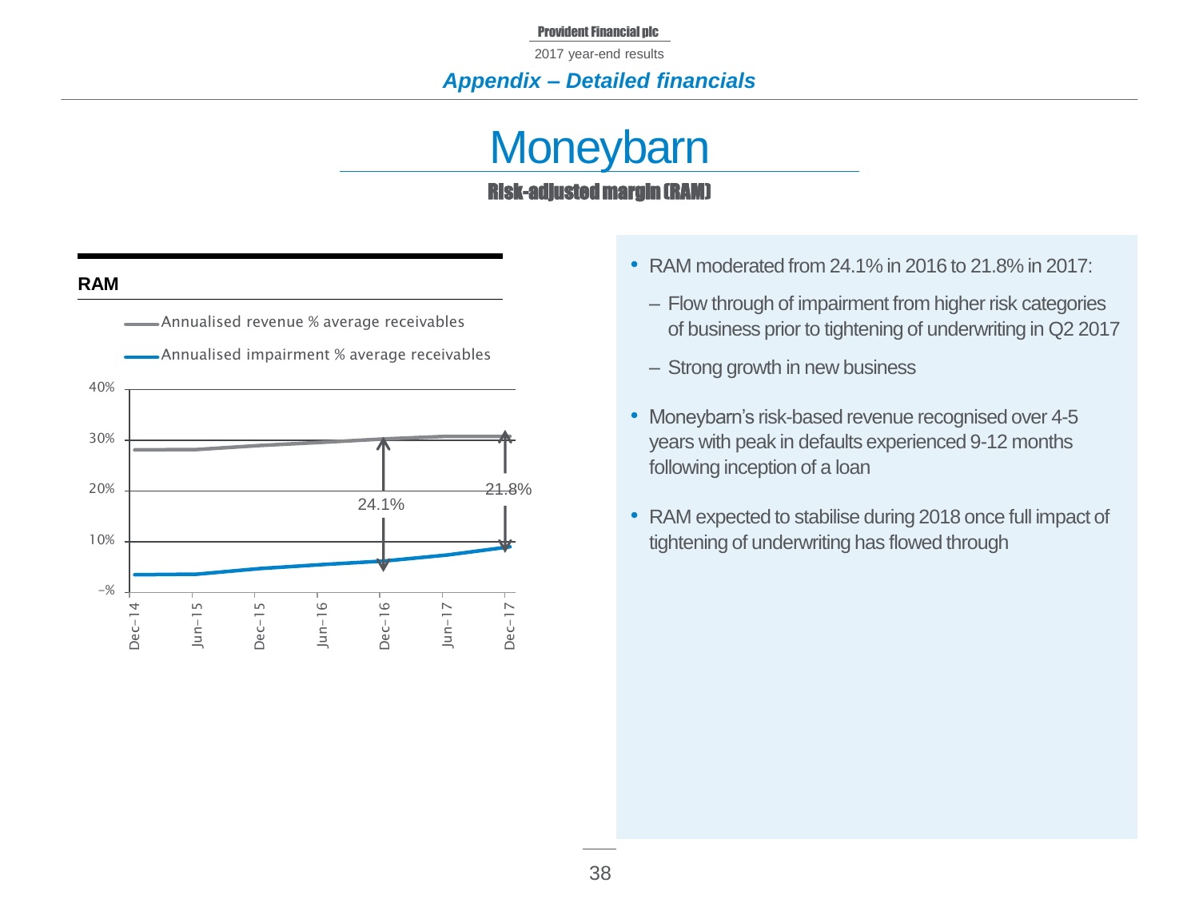## Appendix – Detailed financials

# Moneybarn

## Risk-adjusted margin (RAM)

**RAM**

Annualised revenue % average receivables

Annualised impairment % average receivables

40%
30%
20%
10%
–%

Dec–14 Jun–15 Dec–15 Jun–16 Dec–16 Jun–17 Dec–17

24.1%

21.8%

- RAM moderated from 24.1% in 2016 to 21.8% in 2017:
  - Flow through of impairment from higher risk categories of business prior to tightening of underwriting in Q2 2017
  - Strong growth in new business
- Moneybarn's risk-based revenue recognised over 4-5 years with peak in defaults experienced 9-12 months following inception of a loan
- RAM expected to stabilise during 2018 once full impact of tightening of underwriting has flowed through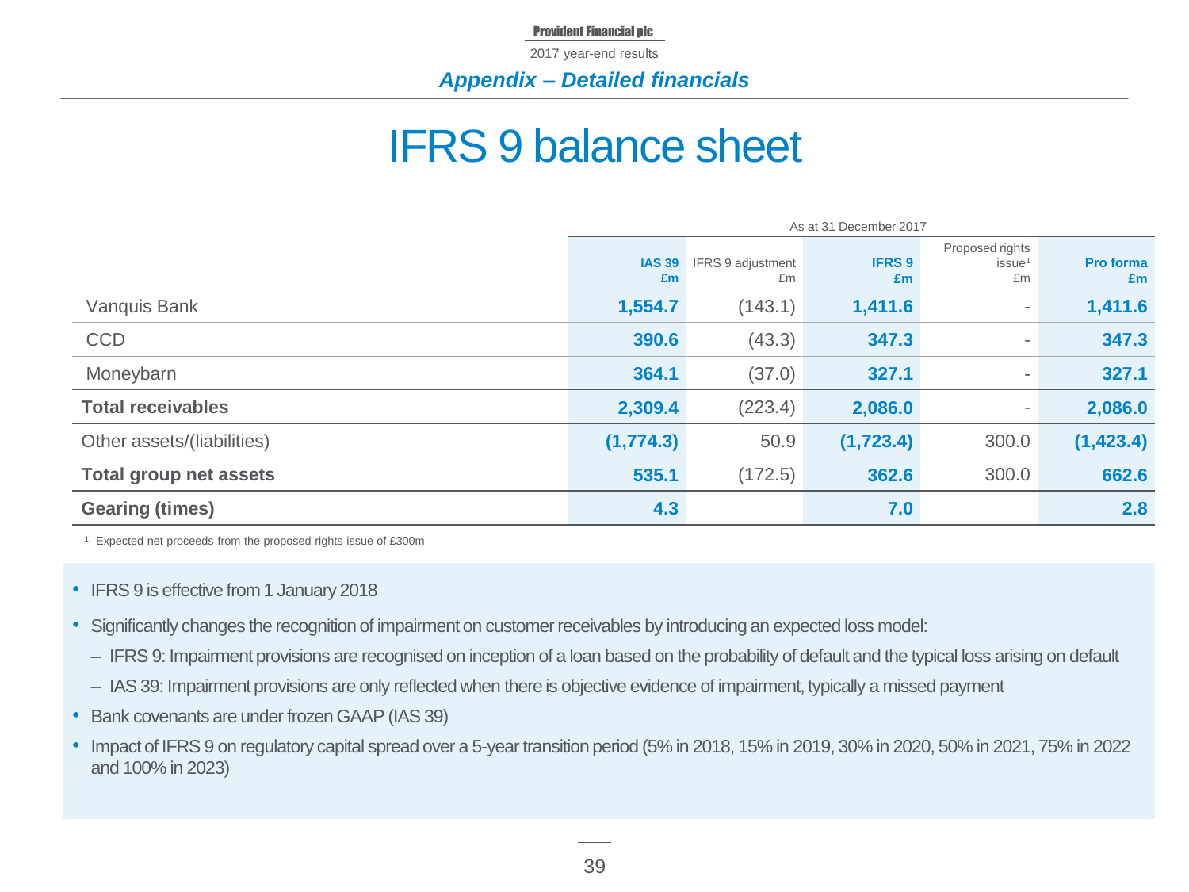# IFRS 9 balance sheet

| | As at 31 December 2017 | | | | |
|---|---|---|---|---|---|
| | **IAS 39 £m** | IFRS 9 adjustment £m | **IFRS 9 £m** | Proposed rights issue[1] £m | **Pro forma £m** |
| Vanquis Bank | **1,554.7** | (143.1) | **1,411.6** | - | **1,411.6** |
| CCD | **390.6** | (43.3) | **347.3** | - | **347.3** |
| Moneybarn | **364.1** | (37.0) | **327.1** | - | **327.1** |
| **Total receivables** | **2,309.4** | (223.4) | **2,086.0** | - | **2,086.0** |
| Other assets/(liabilities) | **(1,774.3)** | 50.9 | **(1,723.4)** | 300.0 | **(1,423.4)** |
| **Total group net assets** | **535.1** | (172.5) | **362.6** | 300.0 | **662.6** |
| **Gearing (times)** | **4.3** | | **7.0** | | **2.8** |

[1] Expected net proceeds from the proposed rights issue of £300m

- IFRS 9 is effective from 1 January 2018
- Significantly changes the recognition of impairment on customer receivables by introducing an expected loss model:
  - IFRS 9: Impairment provisions are recognised on inception of a loan based on the probability of default and the typical loss arising on default
  - IAS 39: Impairment provisions are only reflected when there is objective evidence of impairment, typically a missed payment
- Bank covenants are under frozen GAAP (IAS 39)
- Impact of IFRS 9 on regulatory capital spread over a 5-year transition period (5% in 2018, 15% in 2019, 30% in 2020, 50% in 2021, 75% in 2022 and 100% in 2023)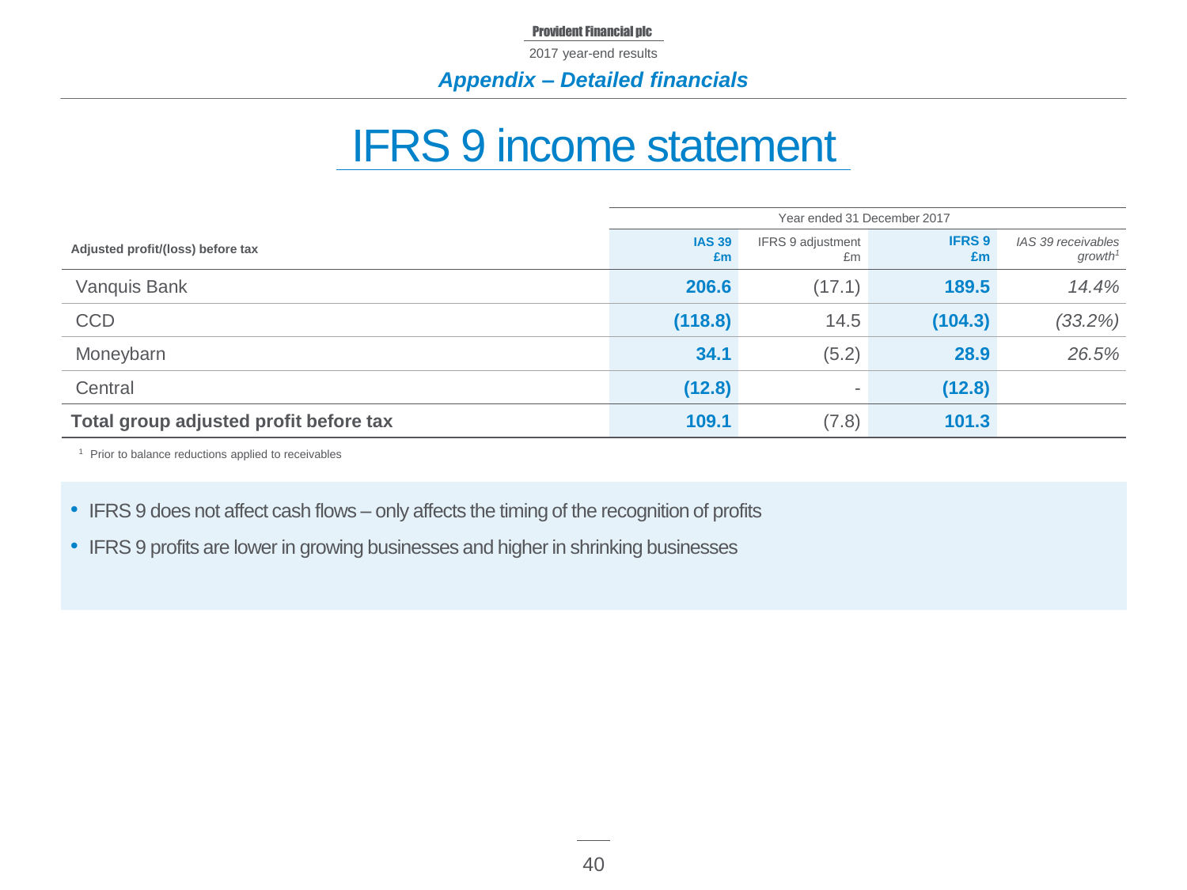Provident Financial plc

2017 year-end results

*Appendix – Detailed financials*

# IFRS 9 income statement

| | Year ended 31 December 2017 | | | |
|---|---|---|---|---|
| **Adjusted profit/(loss) before tax** | **IAS 39 £m** | IFRS 9 adjustment £m | **IFRS 9 £m** | *IAS 39 receivables growth*[1] |
| Vanquis Bank | **206.6** | (17.1) | **189.5** | *14.4%* |
| CCD | **(118.8)** | 14.5 | **(104.3)** | *(33.2%)* |
| Moneybarn | **34.1** | (5.2) | **28.9** | *26.5%* |
| Central | **(12.8)** | - | **(12.8)** | |
| **Total group adjusted profit before tax** | **109.1** | (7.8) | **101.3** | |

[1] Prior to balance reductions applied to receivables

- IFRS 9 does not affect cash flows – only affects the timing of the recognition of profits
- IFRS 9 profits are lower in growing businesses and higher in shrinking businesses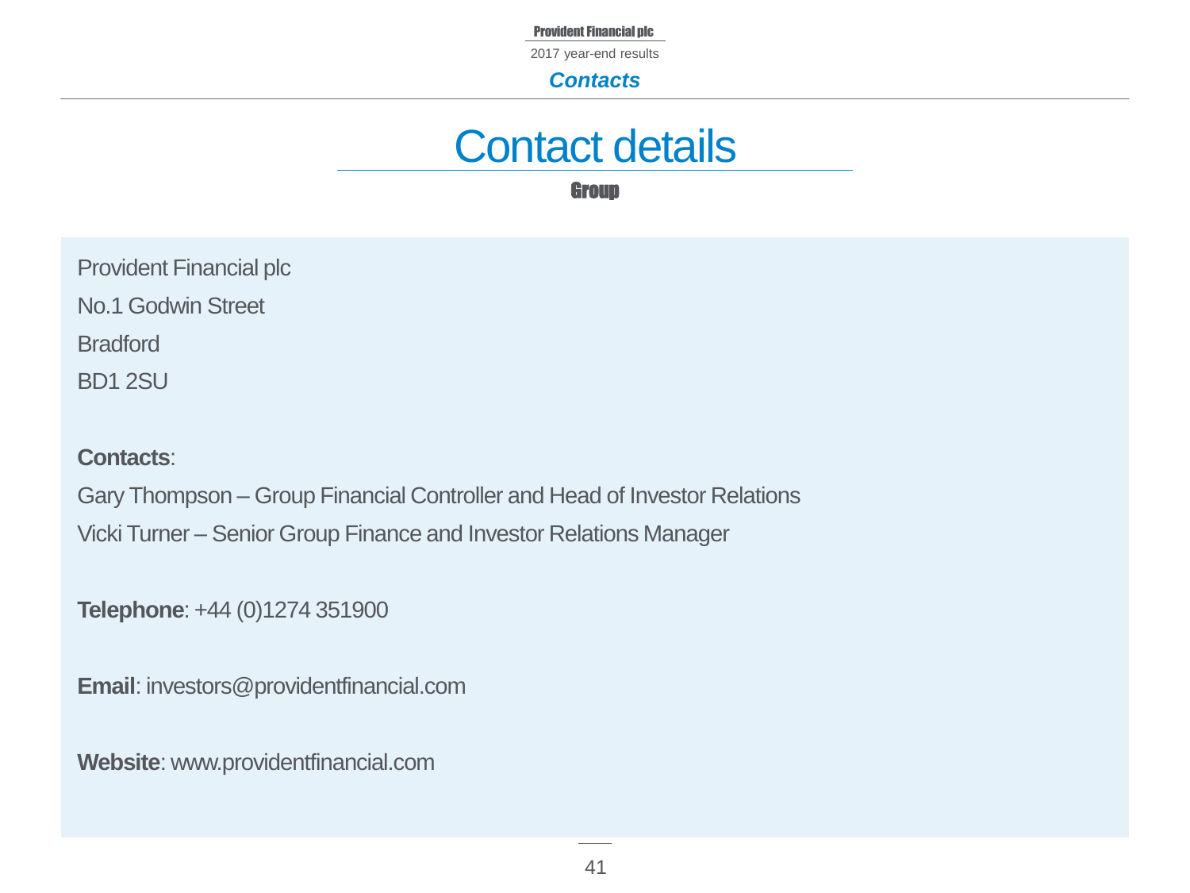# Contact details

## Group

Provident Financial plc

No.1 Godwin Street

Bradford

BD1 2SU

**Contacts**:

Gary Thompson – Group Financial Controller and Head of Investor Relations

Vicki Turner – Senior Group Finance and Investor Relations Manager

**Telephone**: +44 (0)1274 351900

**Email**: investors@providentfinancial.com

**Website**: www.providentfinancial.com